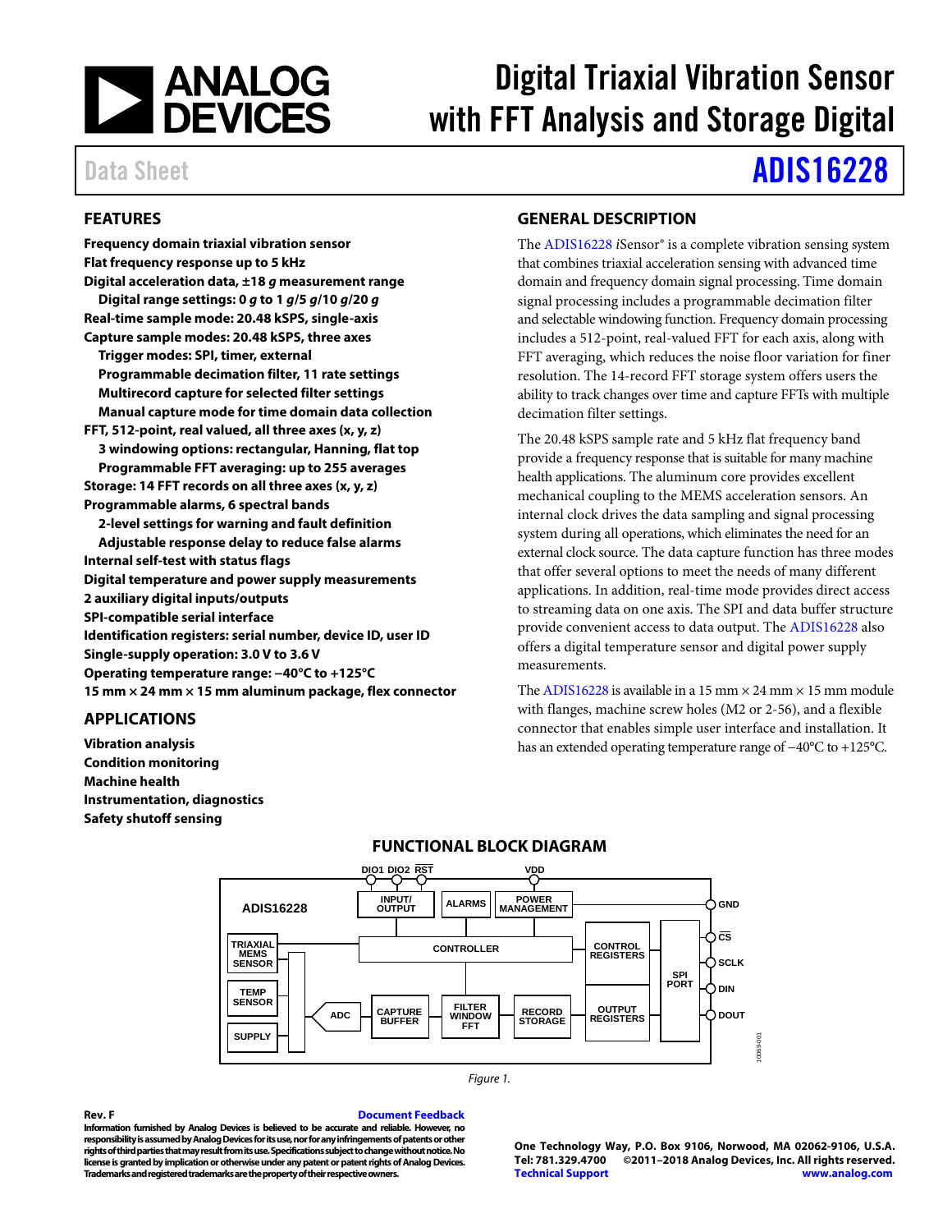# Digital Triaxial Vibration Sensor with FFT Analysis and Storage Digital

Data Sheet

# ADIS16228

## FEATURES

**Frequency domain triaxial vibration sensor**
**Flat frequency response up to 5 kHz**
**Digital acceleration data, ±18 *g* measurement range**
- **Digital range settings: 0 *g* to 1 *g*/5 *g*/10 *g*/20 *g***

**Real-time sample mode: 20.48 kSPS, single-axis**
**Capture sample modes: 20.48 kSPS, three axes**
- **Trigger modes: SPI, timer, external**
- **Programmable decimation filter, 11 rate settings**
- **Multirecord capture for selected filter settings**
- **Manual capture mode for time domain data collection**

**FFT, 512-point, real valued, all three axes (x, y, z)**
- **3 windowing options: rectangular, Hanning, flat top**
- **Programmable FFT averaging: up to 255 averages**

**Storage: 14 FFT records on all three axes (x, y, z)**
**Programmable alarms, 6 spectral bands**
- **2-level settings for warning and fault definition**
- **Adjustable response delay to reduce false alarms**

**Internal self-test with status flags**
**Digital temperature and power supply measurements**
**2 auxiliary digital inputs/outputs**
**SPI-compatible serial interface**
**Identification registers: serial number, device ID, user ID**
**Single-supply operation: 3.0 V to 3.6 V**
**Operating temperature range: −40°C to +125°C**
**15 mm × 24 mm × 15 mm aluminum package, flex connector**

## APPLICATIONS

**Vibration analysis**
**Condition monitoring**
**Machine health**
**Instrumentation, diagnostics**
**Safety shutoff sensing**

## GENERAL DESCRIPTION

The ADIS16228 *i*Sensor® is a complete vibration sensing system that combines triaxial acceleration sensing with advanced time domain and frequency domain signal processing. Time domain signal processing includes a programmable decimation filter and selectable windowing function. Frequency domain processing includes a 512-point, real-valued FFT for each axis, along with FFT averaging, which reduces the noise floor variation for finer resolution. The 14-record FFT storage system offers users the ability to track changes over time and capture FFTs with multiple decimation filter settings.

The 20.48 kSPS sample rate and 5 kHz flat frequency band provide a frequency response that is suitable for many machine health applications. The aluminum core provides excellent mechanical coupling to the MEMS acceleration sensors. An internal clock drives the data sampling and signal processing system during all operations, which eliminates the need for an external clock source. The data capture function has three modes that offer several options to meet the needs of many different applications. In addition, real-time mode provides direct access to streaming data on one axis. The SPI and data buffer structure provide convenient access to data output. The ADIS16228 also offers a digital temperature sensor and digital power supply measurements.

The ADIS16228 is available in a 15 mm × 24 mm × 15 mm module with flanges, machine screw holes (M2 or 2-56), and a flexible connector that enables simple user interface and installation. It has an extended operating temperature range of −40°C to +125°C.

## FUNCTIONAL BLOCK DIAGRAM

Figure 1.

Rev. F

Information furnished by Analog Devices is believed to be accurate and reliable. However, no responsibility is assumed by Analog Devices for its use, nor for any infringements of patents or other rights of third parties that may result from its use. Specifications subject to change without notice. No license is granted by implication or otherwise under any patent or patent rights of Analog Devices. Trademarks and registered trademarks are the property of their respective owners.

One Technology Way, P.O. Box 9106, Norwood, MA 02062-9106, U.S.A.
Tel: 781.329.4700 ©2011–2018 Analog Devices, Inc. All rights reserved.
Technical Support www.analog.com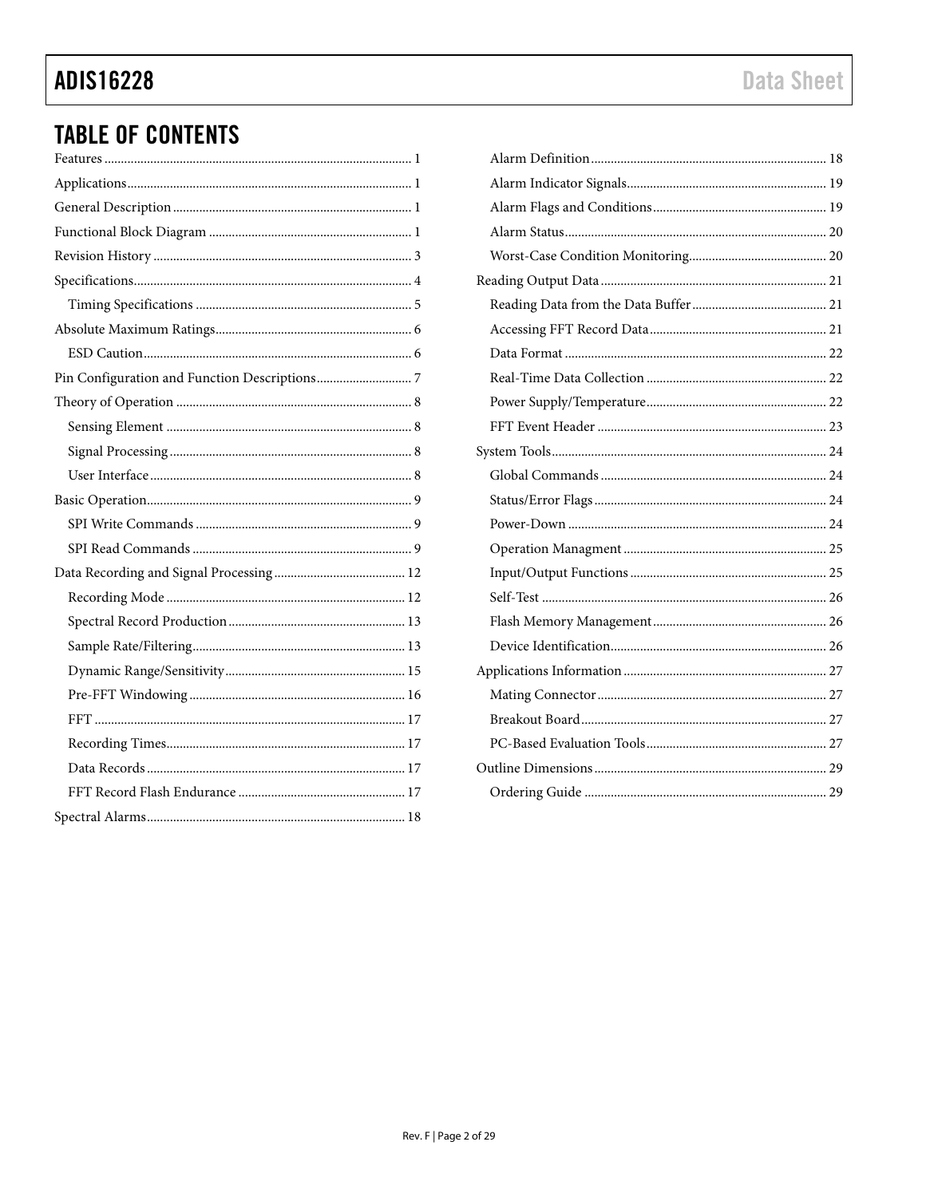## TABLE OF CONTENTS

Features ... 1
Applications ... 1
General Description ... 1
Functional Block Diagram ... 1
Revision History ... 3
Specifications ... 4
- Timing Specifications ... 5

Absolute Maximum Ratings ... 6
- ESD Caution ... 6

Pin Configuration and Function Descriptions ... 7
Theory of Operation ... 8
- Sensing Element ... 8
- Signal Processing ... 8
- User Interface ... 8

Basic Operation ... 9
- SPI Write Commands ... 9
- SPI Read Commands ... 9

Data Recording and Signal Processing ... 12
- Recording Mode ... 12
- Spectral Record Production ... 13
- Sample Rate/Filtering ... 13
- Dynamic Range/Sensitivity ... 15
- Pre-FFT Windowing ... 16
- FFT ... 17
- Recording Times ... 17
- Data Records ... 17
- FFT Record Flash Endurance ... 17

Spectral Alarms ... 18
- Alarm Definition ... 18
- Alarm Indicator Signals ... 19
- Alarm Flags and Conditions ... 19
- Alarm Status ... 20
- Worst-Case Condition Monitoring ... 20

Reading Output Data ... 21
- Reading Data from the Data Buffer ... 21
- Accessing FFT Record Data ... 21
- Data Format ... 22
- Real-Time Data Collection ... 22
- Power Supply/Temperature ... 22
- FFT Event Header ... 23

System Tools ... 24
- Global Commands ... 24
- Status/Error Flags ... 24
- Power-Down ... 24
- Operation Managment ... 25
- Input/Output Functions ... 25
- Self-Test ... 26
- Flash Memory Management ... 26
- Device Identification ... 26

Applications Information ... 27
- Mating Connector ... 27
- Breakout Board ... 27
- PC-Based Evaluation Tools ... 27

Outline Dimensions ... 29
- Ordering Guide ... 29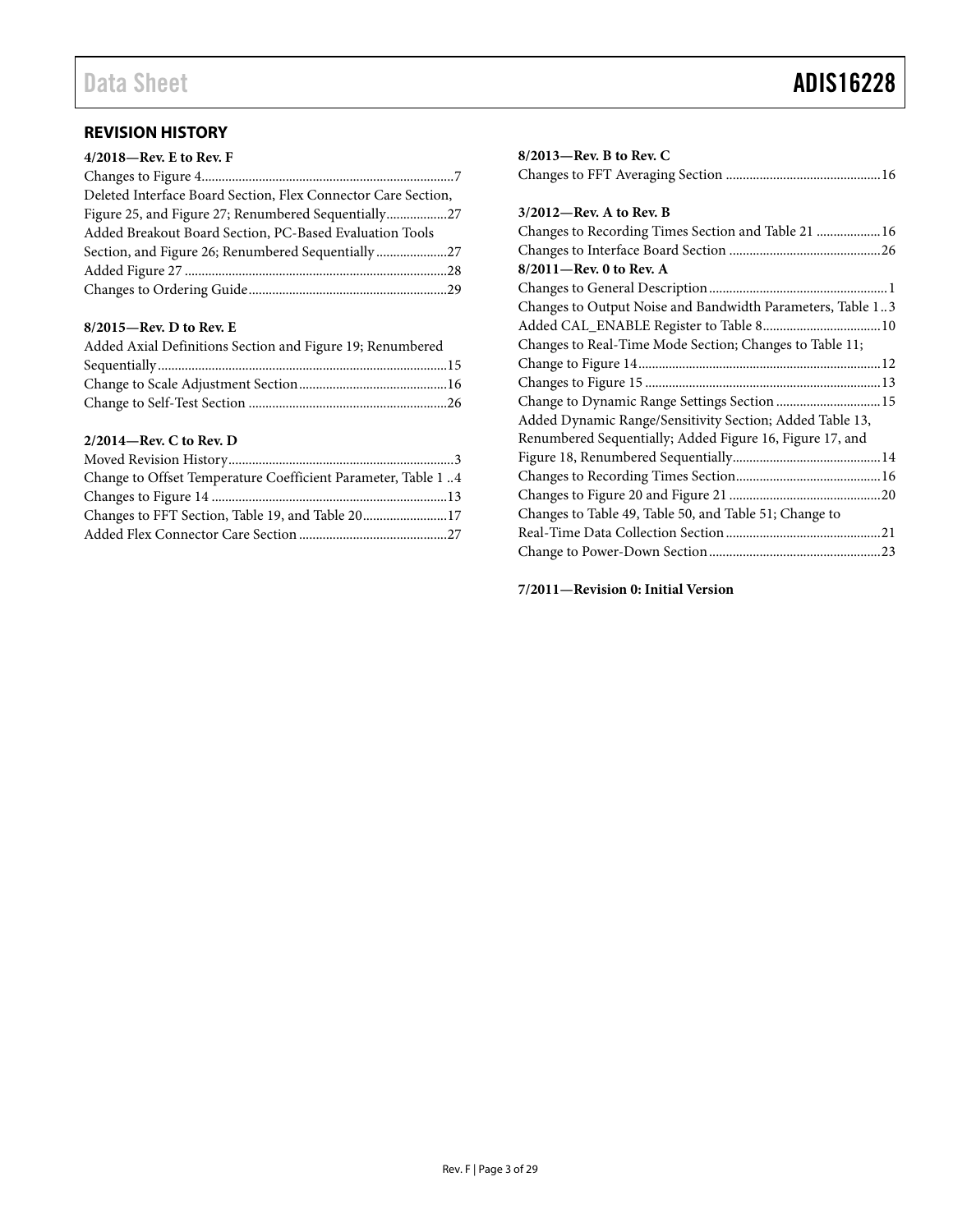## REVISION HISTORY

**4/2018—Rev. E to Rev. F**

Changes to Figure 4 ... 7
Deleted Interface Board Section, Flex Connector Care Section, Figure 25, and Figure 27; Renumbered Sequentially ... 27
Added Breakout Board Section, PC-Based Evaluation Tools Section, and Figure 26; Renumbered Sequentially ... 27
Added Figure 27 ... 28
Changes to Ordering Guide ... 29

**8/2015—Rev. D to Rev. E**

Added Axial Definitions Section and Figure 19; Renumbered Sequentially ... 15
Change to Scale Adjustment Section ... 16
Change to Self-Test Section ... 26

**2/2014—Rev. C to Rev. D**

Moved Revision History ... 3
Change to Offset Temperature Coefficient Parameter, Table 1 ... 4
Changes to Figure 14 ... 13
Changes to FFT Section, Table 19, and Table 20 ... 17
Added Flex Connector Care Section ... 27

**8/2013—Rev. B to Rev. C**

Changes to FFT Averaging Section ... 16

**3/2012—Rev. A to Rev. B**

Changes to Recording Times Section and Table 21 ... 16
Changes to Interface Board Section ... 26

**8/2011—Rev. 0 to Rev. A**

Changes to General Description ... 1
Changes to Output Noise and Bandwidth Parameters, Table 1 ... 3
Added CAL_ENABLE Register to Table 8 ... 10
Changes to Real-Time Mode Section; Changes to Table 11; Change to Figure 14 ... 12
Changes to Figure 15 ... 13
Change to Dynamic Range Settings Section ... 15
Added Dynamic Range/Sensitivity Section; Added Table 13, Renumbered Sequentially; Added Figure 16, Figure 17, and Figure 18, Renumbered Sequentially ... 14
Changes to Recording Times Section ... 16
Changes to Figure 20 and Figure 21 ... 20
Changes to Table 49, Table 50, and Table 51; Change to Real-Time Data Collection Section ... 21
Change to Power-Down Section ... 23

**7/2011—Revision 0: Initial Version**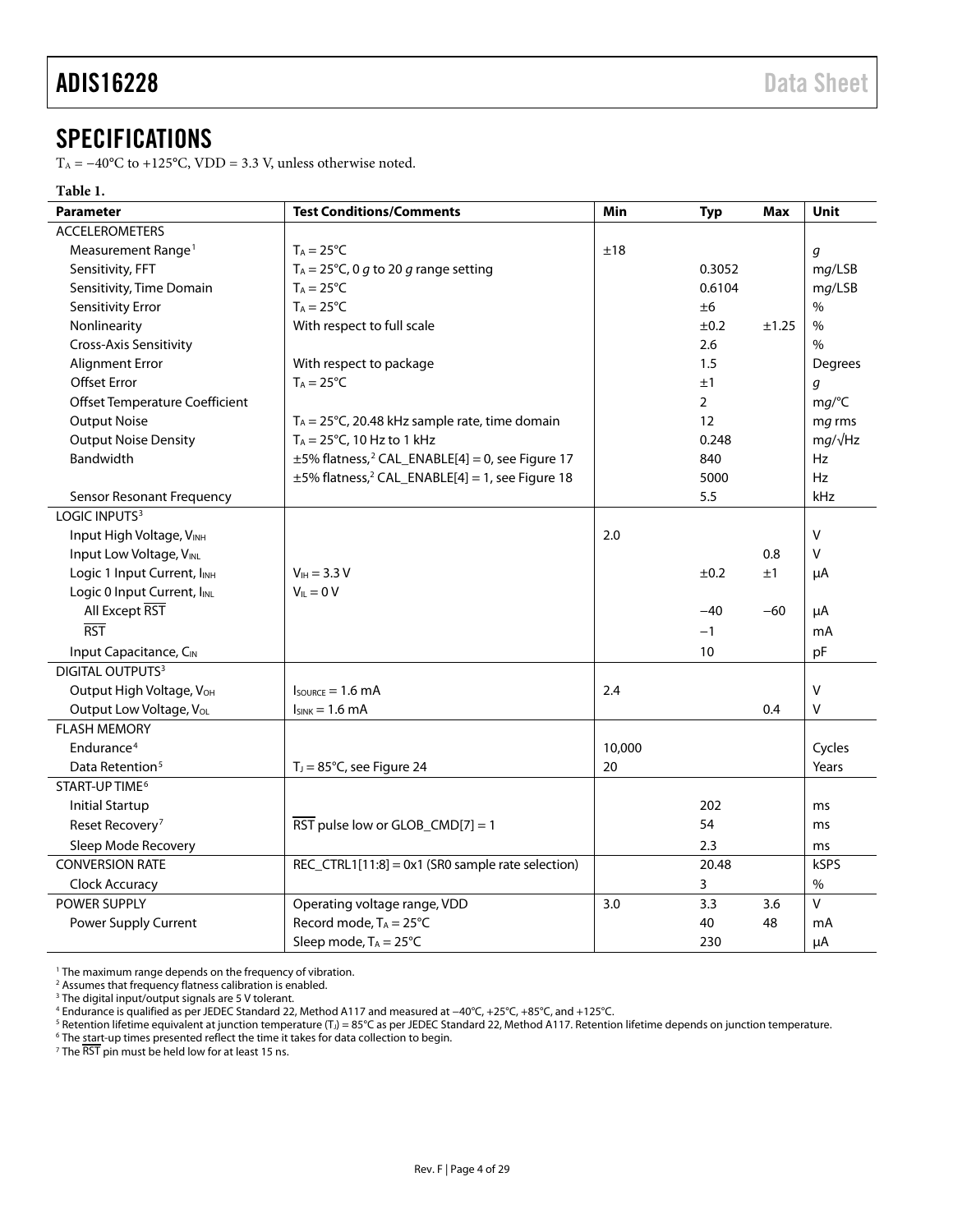## SPECIFICATIONS

$T_A$ = −40°C to +125°C, VDD = 3.3 V, unless otherwise noted.

**Table 1.**

| Parameter | Test Conditions/Comments | Min | Typ | Max | Unit |
|---|---|---|---|---|---|
| ACCELEROMETERS | | | | | |
| Measurement Range[1] | $T_A$ = 25°C | ±18 | | | *g* |
| Sensitivity, FFT | $T_A$ = 25°C, 0 *g* to 20 *g* range setting | | 0.3052 | | m*g*/LSB |
| Sensitivity, Time Domain | $T_A$ = 25°C | | 0.6104 | | m*g*/LSB |
| Sensitivity Error | $T_A$ = 25°C | | ±6 | | % |
| Nonlinearity | With respect to full scale | | ±0.2 | ±1.25 | % |
| Cross-Axis Sensitivity | | | 2.6 | | % |
| Alignment Error | With respect to package | | 1.5 | | Degrees |
| Offset Error | $T_A$ = 25°C | | ±1 | | *g* |
| Offset Temperature Coefficient | | | 2 | | m*g*/°C |
| Output Noise | $T_A$ = 25°C, 20.48 kHz sample rate, time domain | | 12 | | m*g* rms |
| Output Noise Density | $T_A$ = 25°C, 10 Hz to 1 kHz | | 0.248 | | m*g*/√Hz |
| Bandwidth | ±5% flatness,[2] CAL_ENABLE[4] = 0, see Figure 17 | | 840 | | Hz |
| | ±5% flatness,[2] CAL_ENABLE[4] = 1, see Figure 18 | | 5000 | | Hz |
| Sensor Resonant Frequency | | | 5.5 | | kHz |
| LOGIC INPUTS[3] | | | | | |
| Input High Voltage, $V_{INH}$ | | 2.0 | | | V |
| Input Low Voltage, $V_{INL}$ | | | | 0.8 | V |
| Logic 1 Input Current, $I_{INH}$ | $V_{IH}$ = 3.3 V | | ±0.2 | ±1 | μA |
| Logic 0 Input Current, $I_{INL}$ | $V_{IL}$ = 0 V | | | | |
| All Except $\overline{RST}$ | | | −40 | −60 | μA |
| $\overline{RST}$ | | | −1 | | mA |
| Input Capacitance, $C_{IN}$ | | | 10 | | pF |
| DIGITAL OUTPUTS[3] | | | | | |
| Output High Voltage, $V_{OH}$ | $I_{SOURCE}$ = 1.6 mA | 2.4 | | | V |
| Output Low Voltage, $V_{OL}$ | $I_{SINK}$ = 1.6 mA | | | 0.4 | V |
| FLASH MEMORY | | | | | |
| Endurance[4] | | 10,000 | | | Cycles |
| Data Retention[5] | $T_J$ = 85°C, see Figure 24 | 20 | | | Years |
| START-UP TIME[6] | | | | | |
| Initial Startup | | | 202 | | ms |
| Reset Recovery[7] | $\overline{RST}$ pulse low or GLOB_CMD[7] = 1 | | 54 | | ms |
| Sleep Mode Recovery | | | 2.3 | | ms |
| CONVERSION RATE | REC_CTRL1[11:8] = 0x1 (SR0 sample rate selection) | | 20.48 | | kSPS |
| Clock Accuracy | | | 3 | | % |
| POWER SUPPLY | Operating voltage range, VDD | 3.0 | 3.3 | 3.6 | V |
| Power Supply Current | Record mode, $T_A$ = 25°C | | 40 | 48 | mA |
| | Sleep mode, $T_A$ = 25°C | | 230 | | μA |

[1] The maximum range depends on the frequency of vibration.
[2] Assumes that frequency flatness calibration is enabled.
[3] The digital input/output signals are 5 V tolerant.
[4] Endurance is qualified as per JEDEC Standard 22, Method A117 and measured at −40°C, +25°C, +85°C, and +125°C.
[5] Retention lifetime equivalent at junction temperature ($T_J$) = 85°C as per JEDEC Standard 22, Method A117. Retention lifetime depends on junction temperature.
[6] The start-up times presented reflect the time it takes for data collection to begin.
[7] The $\overline{RST}$ pin must be held low for at least 15 ns.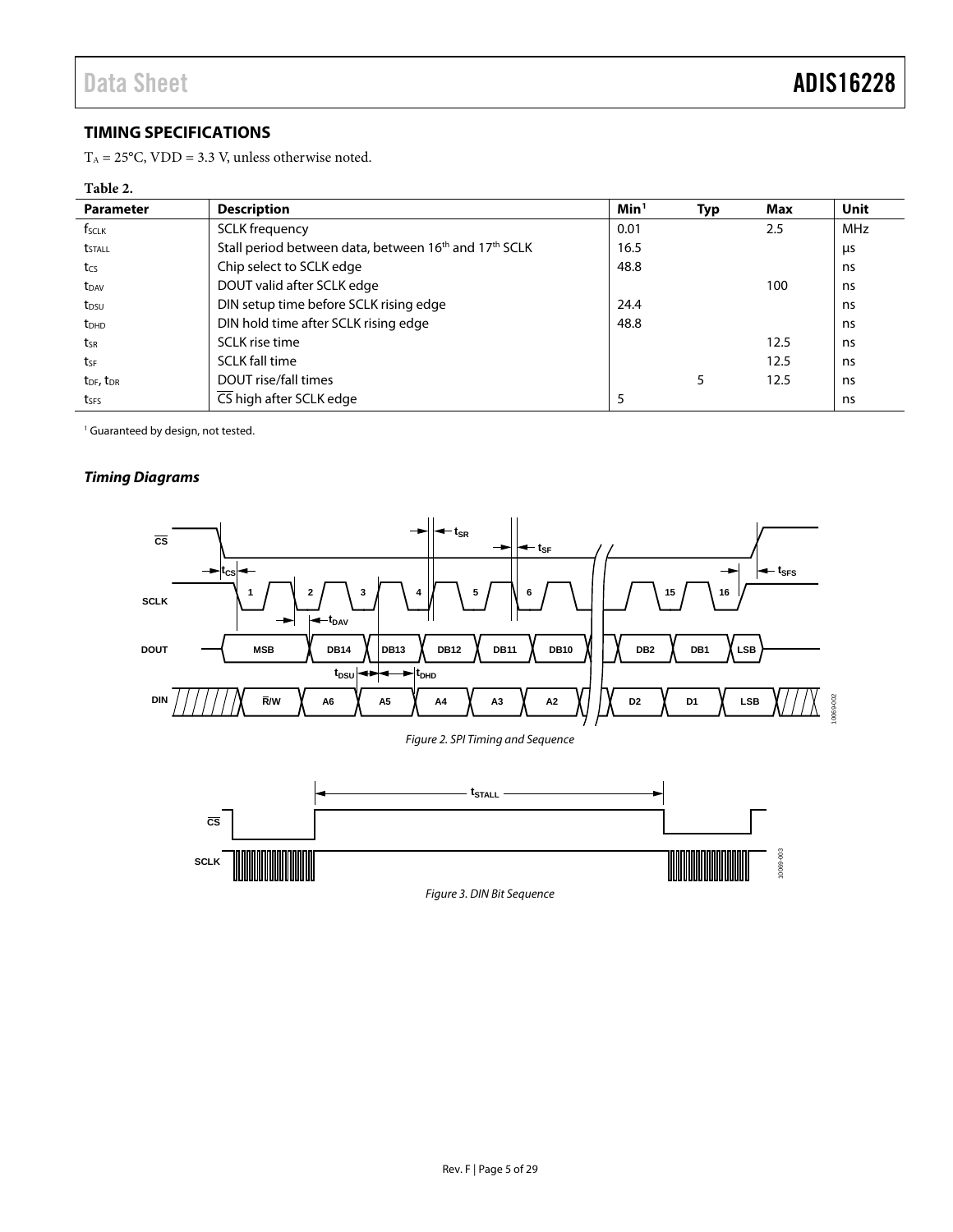## TIMING SPECIFICATIONS

$T_A$ = 25°C, VDD = 3.3 V, unless otherwise noted.

**Table 2.**

| Parameter | Description | Min[1] | Typ | Max | Unit |
|---|---|---|---|---|---|
| $f_{SCLK}$ | SCLK frequency | 0.01 | | 2.5 | MHz |
| $t_{STALL}$ | Stall period between data, between 16th and 17th SCLK | 16.5 | | | µs |
| $t_{CS}$ | Chip select to SCLK edge | 48.8 | | | ns |
| $t_{DAV}$ | DOUT valid after SCLK edge | | | 100 | ns |
| $t_{DSU}$ | DIN setup time before SCLK rising edge | 24.4 | | | ns |
| $t_{DHD}$ | DIN hold time after SCLK rising edge | 48.8 | | | ns |
| $t_{SR}$ | SCLK rise time | | | 12.5 | ns |
| $t_{SF}$ | SCLK fall time | | | 12.5 | ns |
| $t_{DF}$, $t_{DR}$ | DOUT rise/fall times | | 5 | 12.5 | ns |
| $t_{SFS}$ | $\overline{CS}$ high after SCLK edge | 5 | | | ns |

[1] Guaranteed by design, not tested.

### *Timing Diagrams*

Figure 2. SPI Timing and Sequence

Figure 3. DIN Bit Sequence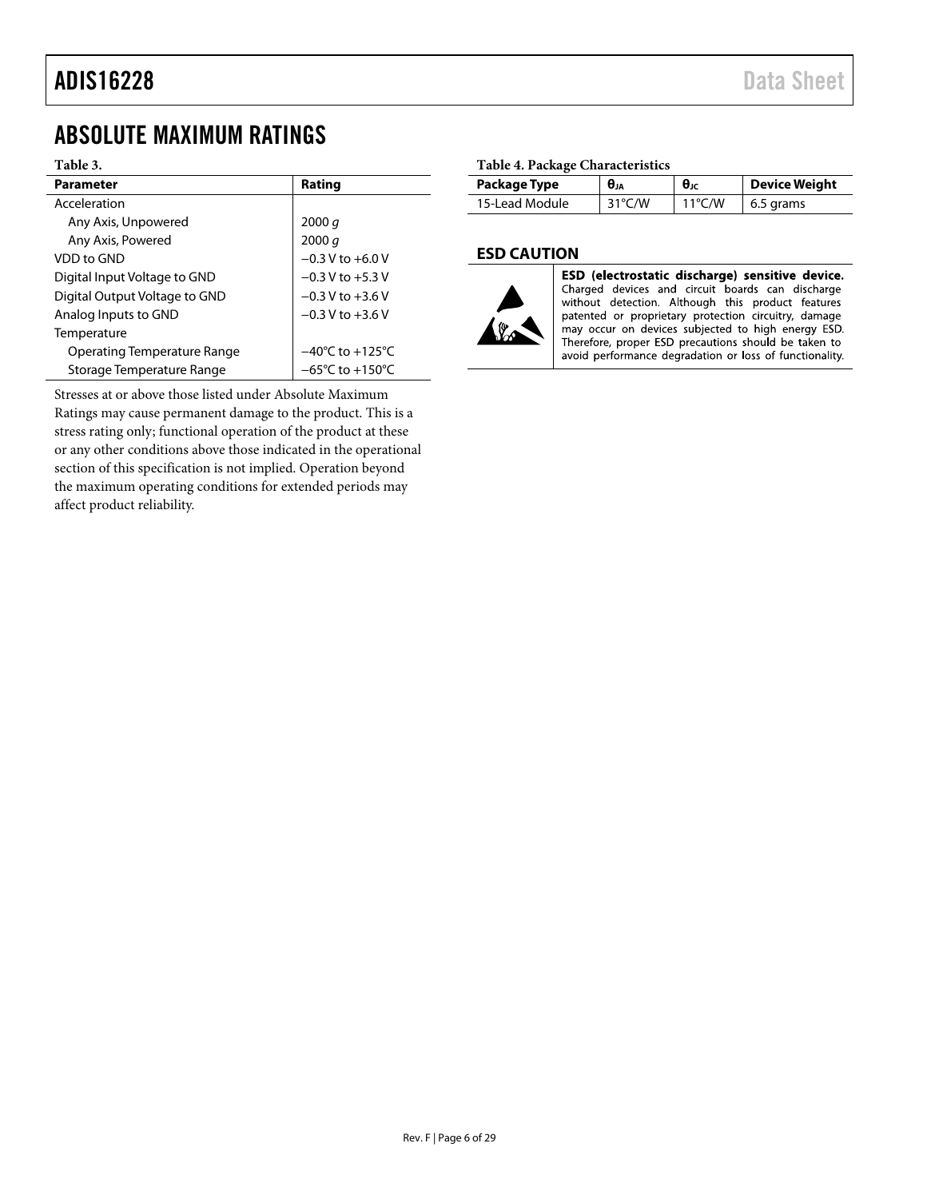# ABSOLUTE MAXIMUM RATINGS

**Table 3.**

| Parameter | Rating |
|---|---|
| Acceleration | |
| Any Axis, Unpowered | 2000 *g* |
| Any Axis, Powered | 2000 *g* |
| VDD to GND | −0.3 V to +6.0 V |
| Digital Input Voltage to GND | −0.3 V to +5.3 V |
| Digital Output Voltage to GND | −0.3 V to +3.6 V |
| Analog Inputs to GND | −0.3 V to +3.6 V |
| Temperature | |
| Operating Temperature Range | −40°C to +125°C |
| Storage Temperature Range | −65°C to +150°C |

Stresses at or above those listed under Absolute Maximum Ratings may cause permanent damage to the product. This is a stress rating only; functional operation of the product at these or any other conditions above those indicated in the operational section of this specification is not implied. Operation beyond the maximum operating conditions for extended periods may affect product reliability.

**Table 4. Package Characteristics**

| Package Type | $\theta_{JA}$ | $\theta_{JC}$ | Device Weight |
|---|---|---|---|
| 15-Lead Module | 31°C/W | 11°C/W | 6.5 grams |

## ESD CAUTION

**ESD (electrostatic discharge) sensitive device.** Charged devices and circuit boards can discharge without detection. Although this product features patented or proprietary protection circuitry, damage may occur on devices subjected to high energy ESD. Therefore, proper ESD precautions should be taken to avoid performance degradation or loss of functionality.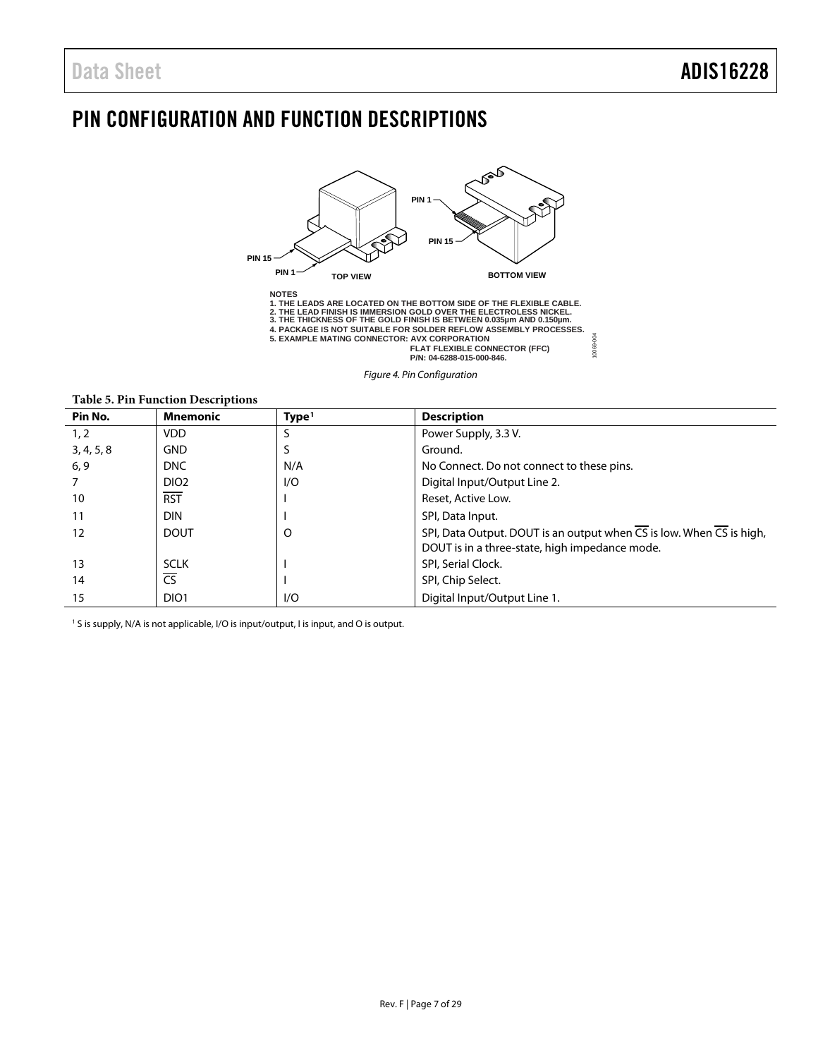# PIN CONFIGURATION AND FUNCTION DESCRIPTIONS

PIN 15
PIN 1
TOP VIEW
PIN 1
PIN 15
BOTTOM VIEW

NOTES
1. THE LEADS ARE LOCATED ON THE BOTTOM SIDE OF THE FLEXIBLE CABLE.
2. THE LEAD FINISH IS IMMERSION GOLD OVER THE ELECTROLESS NICKEL.
3. THE THICKNESS OF THE GOLD FINISH IS BETWEEN 0.035µm AND 0.150µm.
4. PACKAGE IS NOT SUITABLE FOR SOLDER REFLOW ASSEMBLY PROCESSES.
5. EXAMPLE MATING CONNECTOR: AVX CORPORATION
FLAT FLEXIBLE CONNECTOR (FFC)
P/N: 04-6288-015-000-846.

*Figure 4. Pin Configuration*

**Table 5. Pin Function Descriptions**

| Pin No. | Mnemonic | Type[1] | Description |
|---|---|---|---|
| 1, 2 | VDD | S | Power Supply, 3.3 V. |
| 3, 4, 5, 8 | GND | S | Ground. |
| 6, 9 | DNC | N/A | No Connect. Do not connect to these pins. |
| 7 | DIO2 | I/O | Digital Input/Output Line 2. |
| 10 | $\overline{\text{RST}}$ | I | Reset, Active Low. |
| 11 | DIN | I | SPI, Data Input. |
| 12 | DOUT | O | SPI, Data Output. DOUT is an output when $\overline{\text{CS}}$ is low. When $\overline{\text{CS}}$ is high, DOUT is in a three-state, high impedance mode. |
| 13 | SCLK | I | SPI, Serial Clock. |
| 14 | $\overline{\text{CS}}$ | I | SPI, Chip Select. |
| 15 | DIO1 | I/O | Digital Input/Output Line 1. |

[1] S is supply, N/A is not applicable, I/O is input/output, I is input, and O is output.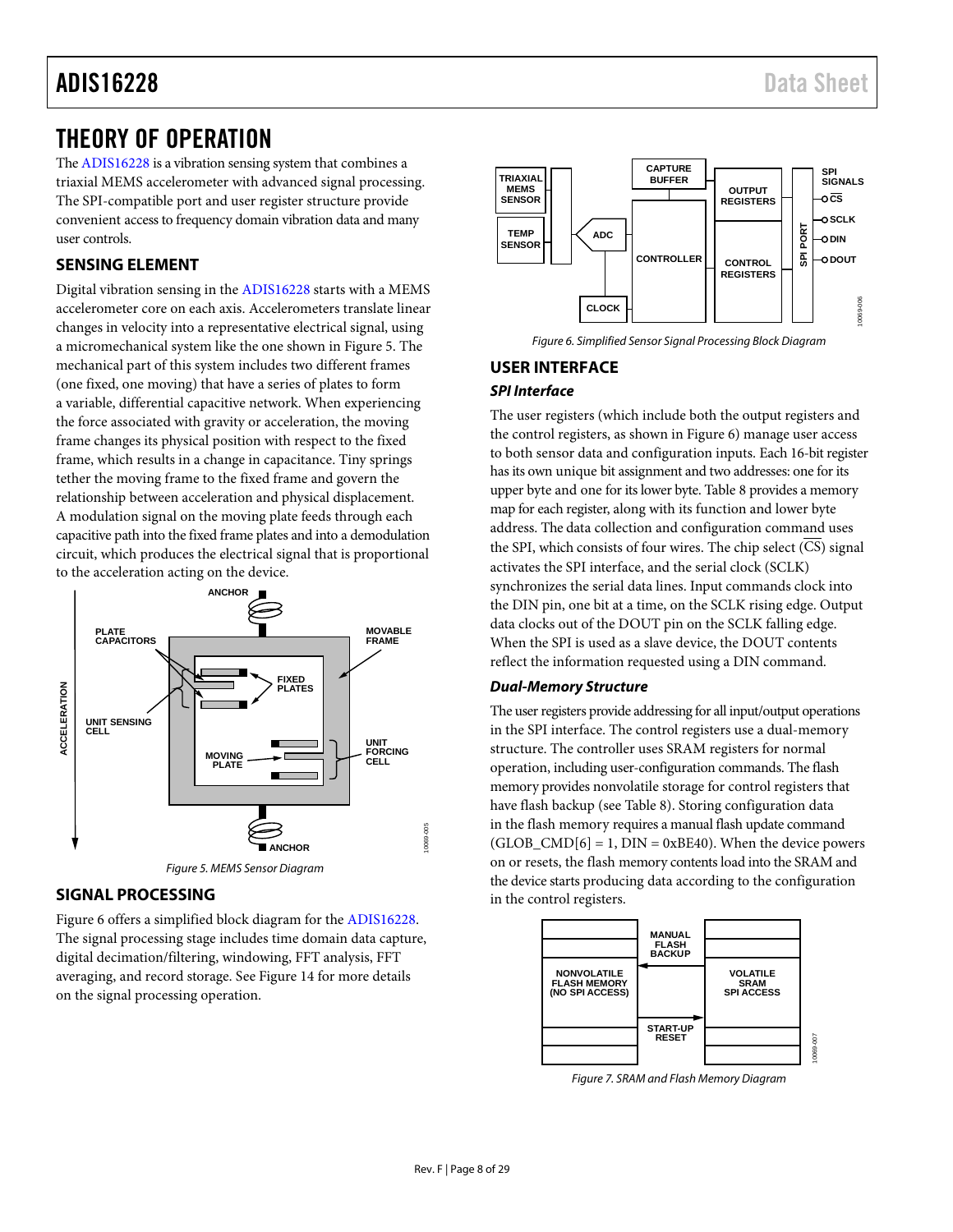# THEORY OF OPERATION

The ADIS16228 is a vibration sensing system that combines a triaxial MEMS accelerometer with advanced signal processing. The SPI-compatible port and user register structure provide convenient access to frequency domain vibration data and many user controls.

## SENSING ELEMENT

Digital vibration sensing in the ADIS16228 starts with a MEMS accelerometer core on each axis. Accelerometers translate linear changes in velocity into a representative electrical signal, using a micromechanical system like the one shown in Figure 5. The mechanical part of this system includes two different frames (one fixed, one moving) that have a series of plates to form a variable, differential capacitive network. When experiencing the force associated with gravity or acceleration, the moving frame changes its physical position with respect to the fixed frame, which results in a change in capacitance. Tiny springs tether the moving frame to the fixed frame and govern the relationship between acceleration and physical displacement. A modulation signal on the moving plate feeds through each capacitive path into the fixed frame plates and into a demodulation circuit, which produces the electrical signal that is proportional to the acceleration acting on the device.

Figure 5. MEMS Sensor Diagram

## SIGNAL PROCESSING

Figure 6 offers a simplified block diagram for the ADIS16228. The signal processing stage includes time domain data capture, digital decimation/filtering, windowing, FFT analysis, FFT averaging, and record storage. See Figure 14 for more details on the signal processing operation.

Figure 6. Simplified Sensor Signal Processing Block Diagram

## USER INTERFACE

### SPI Interface

The user registers (which include both the output registers and the control registers, as shown in Figure 6) manage user access to both sensor data and configuration inputs. Each 16-bit register has its own unique bit assignment and two addresses: one for its upper byte and one for its lower byte. Table 8 provides a memory map for each register, along with its function and lower byte address. The data collection and configuration command uses the SPI, which consists of four wires. The chip select ($\overline{CS}$) signal activates the SPI interface, and the serial clock (SCLK) synchronizes the serial data lines. Input commands clock into the DIN pin, one bit at a time, on the SCLK rising edge. Output data clocks out of the DOUT pin on the SCLK falling edge. When the SPI is used as a slave device, the DOUT contents reflect the information requested using a DIN command.

### Dual-Memory Structure

The user registers provide addressing for all input/output operations in the SPI interface. The control registers use a dual-memory structure. The controller uses SRAM registers for normal operation, including user-configuration commands. The flash memory provides nonvolatile storage for control registers that have flash backup (see Table 8). Storing configuration data in the flash memory requires a manual flash update command (GLOB_CMD[6] = 1, DIN = 0xBE40). When the device powers on or resets, the flash memory contents load into the SRAM and the device starts producing data according to the configuration in the control registers.

Figure 7. SRAM and Flash Memory Diagram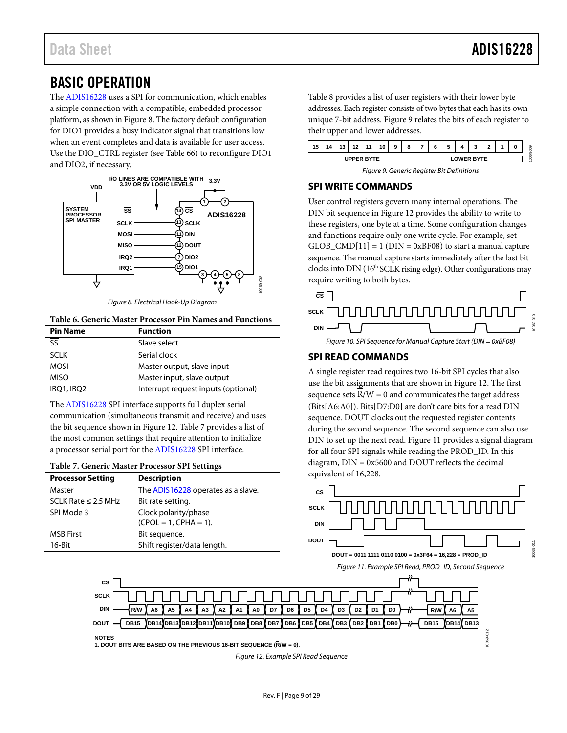## BASIC OPERATION

The ADIS16228 uses a SPI for communication, which enables a simple connection with a compatible, embedded processor platform, as shown in Figure 8. The factory default configuration for DIO1 provides a busy indicator signal that transitions low when an event completes and data is available for user access. Use the DIO_CTRL register (see Table 66) to reconfigure DIO1 and DIO2, if necessary.

Figure 8. Electrical Hook-Up Diagram

**Table 6. Generic Master Processor Pin Names and Functions**

| Pin Name | Function |
|---|---|
| SS | Slave select |
| SCLK | Serial clock |
| MOSI | Master output, slave input |
| MISO | Master input, slave output |
| IRQ1, IRQ2 | Interrupt request inputs (optional) |

The ADIS16228 SPI interface supports full duplex serial communication (simultaneous transmit and receive) and uses the bit sequence shown in Figure 12. Table 7 provides a list of the most common settings that require attention to initialize a processor serial port for the ADIS16228 SPI interface.

**Table 7. Generic Master Processor SPI Settings**

| Processor Setting | Description |
|---|---|
| Master | The ADIS16228 operates as a slave. |
| SCLK Rate ≤ 2.5 MHz | Bit rate setting. |
| SPI Mode 3 | Clock polarity/phase (CPOL = 1, CPHA = 1). |
| MSB First | Bit sequence. |
| 16-Bit | Shift register/data length. |

Table 8 provides a list of user registers with their lower byte addresses. Each register consists of two bytes that each has its own unique 7-bit address. Figure 9 relates the bits of each register to their upper and lower addresses.

Figure 9. Generic Register Bit Definitions

### SPI WRITE COMMANDS

User control registers govern many internal operations. The DIN bit sequence in Figure 12 provides the ability to write to these registers, one byte at a time. Some configuration changes and functions require only one write cycle. For example, set GLOB_CMD[11] = 1 (DIN = 0xBF08) to start a manual capture sequence. The manual capture starts immediately after the last bit clocks into DIN (16th SCLK rising edge). Other configurations may require writing to both bytes.

Figure 10. SPI Sequence for Manual Capture Start (DIN = 0xBF08)

### SPI READ COMMANDS

A single register read requires two 16-bit SPI cycles that also use the bit assignments that are shown in Figure 12. The first sequence sets R̄/W = 0 and communicates the target address (Bits[A6:A0]). Bits[D7:D0] are don't care bits for a read DIN sequence. DOUT clocks out the requested register contents during the second sequence. The second sequence can also use DIN to set up the next read. Figure 11 provides a signal diagram for all four SPI signals while reading the PROD_ID. In this diagram, DIN = 0x5600 and DOUT reflects the decimal equivalent of 16,228.

DOUT = 0011 1111 0110 0100 = 0x3F64 = 16,228 = PROD_ID

Figure 11. Example SPI Read, PROD_ID, Second Sequence

NOTES
1. DOUT BITS ARE BASED ON THE PREVIOUS 16-BIT SEQUENCE (R̄/W = 0).

Figure 12. Example SPI Read Sequence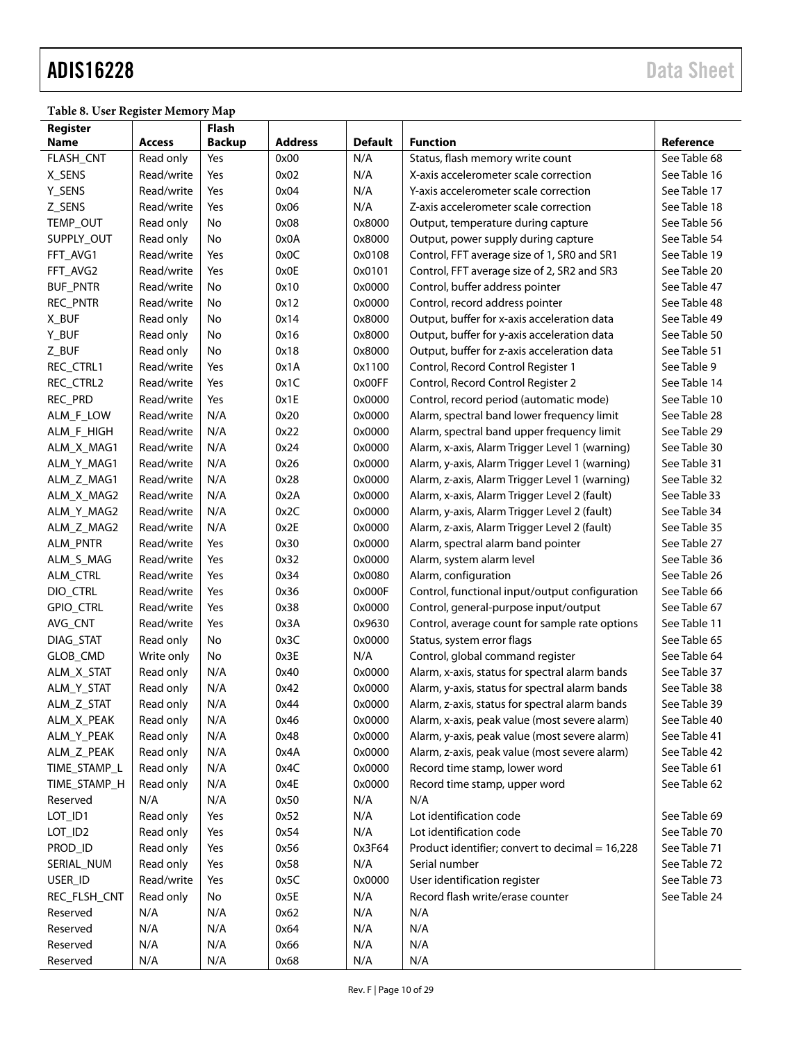**Table 8. User Register Memory Map**

| Register Name | Access | Flash Backup | Address | Default | Function | Reference |
|---|---|---|---|---|---|---|
| FLASH_CNT | Read only | Yes | 0x00 | N/A | Status, flash memory write count | See Table 68 |
| X_SENS | Read/write | Yes | 0x02 | N/A | X-axis accelerometer scale correction | See Table 16 |
| Y_SENS | Read/write | Yes | 0x04 | N/A | Y-axis accelerometer scale correction | See Table 17 |
| Z_SENS | Read/write | Yes | 0x06 | N/A | Z-axis accelerometer scale correction | See Table 18 |
| TEMP_OUT | Read only | No | 0x08 | 0x8000 | Output, temperature during capture | See Table 56 |
| SUPPLY_OUT | Read only | No | 0x0A | 0x8000 | Output, power supply during capture | See Table 54 |
| FFT_AVG1 | Read/write | Yes | 0x0C | 0x0108 | Control, FFT average size of 1, SR0 and SR1 | See Table 19 |
| FFT_AVG2 | Read/write | Yes | 0x0E | 0x0101 | Control, FFT average size of 2, SR2 and SR3 | See Table 20 |
| BUF_PNTR | Read/write | No | 0x10 | 0x0000 | Control, buffer address pointer | See Table 47 |
| REC_PNTR | Read/write | No | 0x12 | 0x0000 | Control, record address pointer | See Table 48 |
| X_BUF | Read only | No | 0x14 | 0x8000 | Output, buffer for x-axis acceleration data | See Table 49 |
| Y_BUF | Read only | No | 0x16 | 0x8000 | Output, buffer for y-axis acceleration data | See Table 50 |
| Z_BUF | Read only | No | 0x18 | 0x8000 | Output, buffer for z-axis acceleration data | See Table 51 |
| REC_CTRL1 | Read/write | Yes | 0x1A | 0x1100 | Control, Record Control Register 1 | See Table 9 |
| REC_CTRL2 | Read/write | Yes | 0x1C | 0x00FF | Control, Record Control Register 2 | See Table 14 |
| REC_PRD | Read/write | Yes | 0x1E | 0x0000 | Control, record period (automatic mode) | See Table 10 |
| ALM_F_LOW | Read/write | N/A | 0x20 | 0x0000 | Alarm, spectral band lower frequency limit | See Table 28 |
| ALM_F_HIGH | Read/write | N/A | 0x22 | 0x0000 | Alarm, spectral band upper frequency limit | See Table 29 |
| ALM_X_MAG1 | Read/write | N/A | 0x24 | 0x0000 | Alarm, x-axis, Alarm Trigger Level 1 (warning) | See Table 30 |
| ALM_Y_MAG1 | Read/write | N/A | 0x26 | 0x0000 | Alarm, y-axis, Alarm Trigger Level 1 (warning) | See Table 31 |
| ALM_Z_MAG1 | Read/write | N/A | 0x28 | 0x0000 | Alarm, z-axis, Alarm Trigger Level 1 (warning) | See Table 32 |
| ALM_X_MAG2 | Read/write | N/A | 0x2A | 0x0000 | Alarm, x-axis, Alarm Trigger Level 2 (fault) | See Table 33 |
| ALM_Y_MAG2 | Read/write | N/A | 0x2C | 0x0000 | Alarm, y-axis, Alarm Trigger Level 2 (fault) | See Table 34 |
| ALM_Z_MAG2 | Read/write | N/A | 0x2E | 0x0000 | Alarm, z-axis, Alarm Trigger Level 2 (fault) | See Table 35 |
| ALM_PNTR | Read/write | Yes | 0x30 | 0x0000 | Alarm, spectral alarm band pointer | See Table 27 |
| ALM_S_MAG | Read/write | Yes | 0x32 | 0x0000 | Alarm, system alarm level | See Table 36 |
| ALM_CTRL | Read/write | Yes | 0x34 | 0x0080 | Alarm, configuration | See Table 26 |
| DIO_CTRL | Read/write | Yes | 0x36 | 0x000F | Control, functional input/output configuration | See Table 66 |
| GPIO_CTRL | Read/write | Yes | 0x38 | 0x0000 | Control, general-purpose input/output | See Table 67 |
| AVG_CNT | Read/write | Yes | 0x3A | 0x9630 | Control, average count for sample rate options | See Table 11 |
| DIAG_STAT | Read only | No | 0x3C | 0x0000 | Status, system error flags | See Table 65 |
| GLOB_CMD | Write only | No | 0x3E | N/A | Control, global command register | See Table 64 |
| ALM_X_STAT | Read only | N/A | 0x40 | 0x0000 | Alarm, x-axis, status for spectral alarm bands | See Table 37 |
| ALM_Y_STAT | Read only | N/A | 0x42 | 0x0000 | Alarm, y-axis, status for spectral alarm bands | See Table 38 |
| ALM_Z_STAT | Read only | N/A | 0x44 | 0x0000 | Alarm, z-axis, status for spectral alarm bands | See Table 39 |
| ALM_X_PEAK | Read only | N/A | 0x46 | 0x0000 | Alarm, x-axis, peak value (most severe alarm) | See Table 40 |
| ALM_Y_PEAK | Read only | N/A | 0x48 | 0x0000 | Alarm, y-axis, peak value (most severe alarm) | See Table 41 |
| ALM_Z_PEAK | Read only | N/A | 0x4A | 0x0000 | Alarm, z-axis, peak value (most severe alarm) | See Table 42 |
| TIME_STAMP_L | Read only | N/A | 0x4C | 0x0000 | Record time stamp, lower word | See Table 61 |
| TIME_STAMP_H | Read only | N/A | 0x4E | 0x0000 | Record time stamp, upper word | See Table 62 |
| Reserved | N/A | N/A | 0x50 | N/A | N/A | |
| LOT_ID1 | Read only | Yes | 0x52 | N/A | Lot identification code | See Table 69 |
| LOT_ID2 | Read only | Yes | 0x54 | N/A | Lot identification code | See Table 70 |
| PROD_ID | Read only | Yes | 0x56 | 0x3F64 | Product identifier; convert to decimal = 16,228 | See Table 71 |
| SERIAL_NUM | Read only | Yes | 0x58 | N/A | Serial number | See Table 72 |
| USER_ID | Read/write | Yes | 0x5C | 0x0000 | User identification register | See Table 73 |
| REC_FLSH_CNT | Read only | No | 0x5E | N/A | Record flash write/erase counter | See Table 24 |
| Reserved | N/A | N/A | 0x62 | N/A | N/A | |
| Reserved | N/A | N/A | 0x64 | N/A | N/A | |
| Reserved | N/A | N/A | 0x66 | N/A | N/A | |
| Reserved | N/A | N/A | 0x68 | N/A | N/A | |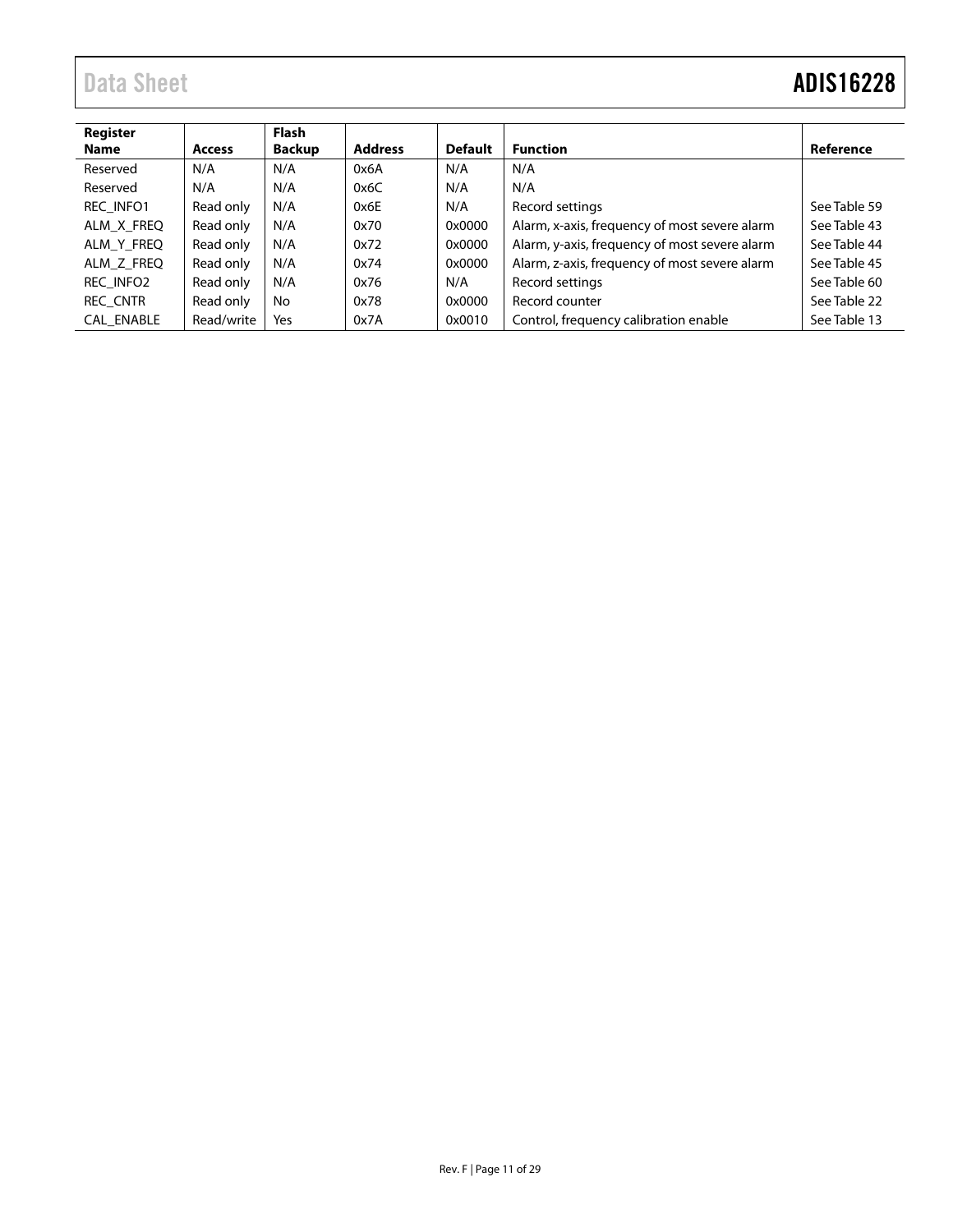| Register Name | Access | Flash Backup | Address | Default | Function | Reference |
|---|---|---|---|---|---|---|
| Reserved | N/A | N/A | 0x6A | N/A | N/A | |
| Reserved | N/A | N/A | 0x6C | N/A | N/A | |
| REC_INFO1 | Read only | N/A | 0x6E | N/A | Record settings | See Table 59 |
| ALM_X_FREQ | Read only | N/A | 0x70 | 0x0000 | Alarm, x-axis, frequency of most severe alarm | See Table 43 |
| ALM_Y_FREQ | Read only | N/A | 0x72 | 0x0000 | Alarm, y-axis, frequency of most severe alarm | See Table 44 |
| ALM_Z_FREQ | Read only | N/A | 0x74 | 0x0000 | Alarm, z-axis, frequency of most severe alarm | See Table 45 |
| REC_INFO2 | Read only | N/A | 0x76 | N/A | Record settings | See Table 60 |
| REC_CNTR | Read only | No | 0x78 | 0x0000 | Record counter | See Table 22 |
| CAL_ENABLE | Read/write | Yes | 0x7A | 0x0010 | Control, frequency calibration enable | See Table 13 |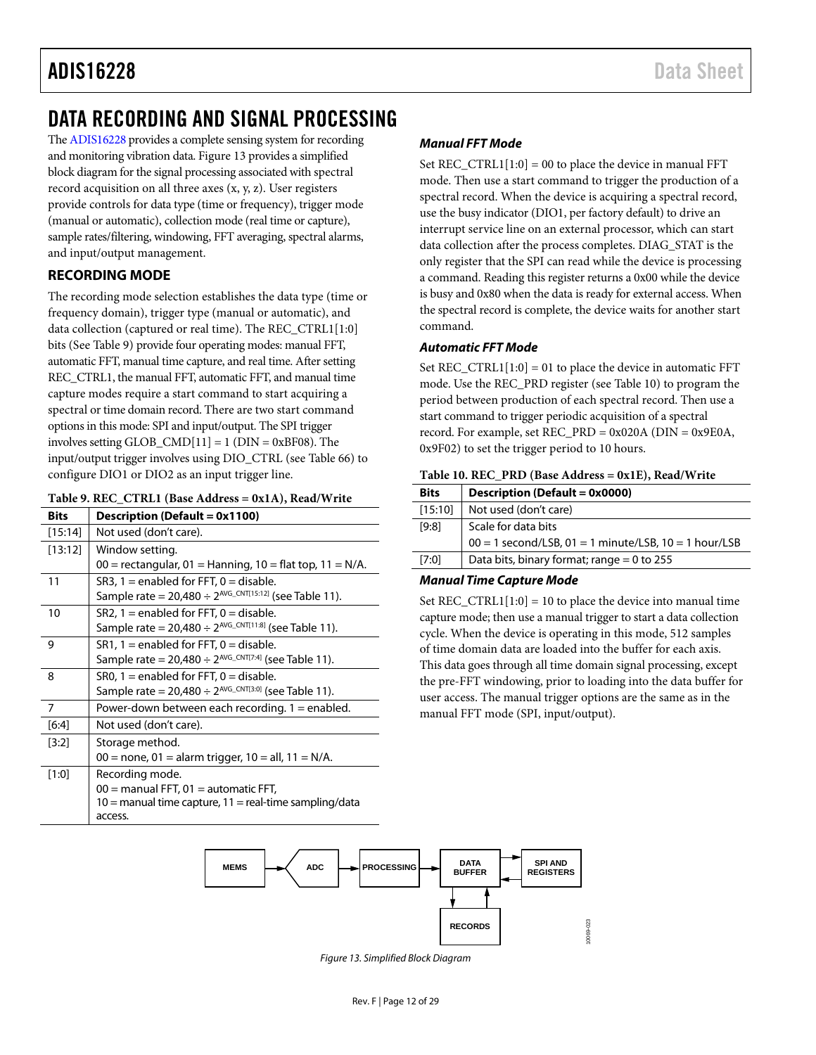# DATA RECORDING AND SIGNAL PROCESSING

The ADIS16228 provides a complete sensing system for recording and monitoring vibration data. Figure 13 provides a simplified block diagram for the signal processing associated with spectral record acquisition on all three axes (x, y, z). User registers provide controls for data type (time or frequency), trigger mode (manual or automatic), collection mode (real time or capture), sample rates/filtering, windowing, FFT averaging, spectral alarms, and input/output management.

## RECORDING MODE

The recording mode selection establishes the data type (time or frequency domain), trigger type (manual or automatic), and data collection (captured or real time). The REC_CTRL1[1:0] bits (See Table 9) provide four operating modes: manual FFT, automatic FFT, manual time capture, and real time. After setting REC_CTRL1, the manual FFT, automatic FFT, and manual time capture modes require a start command to start acquiring a spectral or time domain record. There are two start command options in this mode: SPI and input/output. The SPI trigger involves setting GLOB_CMD[11] = 1 (DIN = 0xBF08). The input/output trigger involves using DIO_CTRL (see Table 66) to configure DIO1 or DIO2 as an input trigger line.

**Table 9. REC_CTRL1 (Base Address = 0x1A), Read/Write**

| Bits | Description (Default = 0x1100) |
|---|---|
| [15:14] | Not used (don't care). |
| [13:12] | Window setting. 00 = rectangular, 01 = Hanning, 10 = flat top, 11 = N/A. |
| 11 | SR3, 1 = enabled for FFT, 0 = disable. Sample rate = 20,480 ÷ $2^{AVG\_CNT[15:12]}$ (see Table 11). |
| 10 | SR2, 1 = enabled for FFT, 0 = disable. Sample rate = 20,480 ÷ $2^{AVG\_CNT[11:8]}$ (see Table 11). |
| 9 | SR1, 1 = enabled for FFT, 0 = disable. Sample rate = 20,480 ÷ $2^{AVG\_CNT[7:4]}$ (see Table 11). |
| 8 | SR0, 1 = enabled for FFT, 0 = disable. Sample rate = 20,480 ÷ $2^{AVG\_CNT[3:0]}$ (see Table 11). |
| 7 | Power-down between each recording. 1 = enabled. |
| [6:4] | Not used (don't care). |
| [3:2] | Storage method. 00 = none, 01 = alarm trigger, 10 = all, 11 = N/A. |
| [1:0] | Recording mode. 00 = manual FFT, 01 = automatic FFT, 10 = manual time capture, 11 = real-time sampling/data access. |

### Manual FFT Mode

Set REC_CTRL1[1:0] = 00 to place the device in manual FFT mode. Then use a start command to trigger the production of a spectral record. When the device is acquiring a spectral record, use the busy indicator (DIO1, per factory default) to drive an interrupt service line on an external processor, which can start data collection after the process completes. DIAG_STAT is the only register that the SPI can read while the device is processing a command. Reading this register returns a 0x00 while the device is busy and 0x80 when the data is ready for external access. When the spectral record is complete, the device waits for another start command.

### Automatic FFT Mode

Set REC_CTRL1[1:0] = 01 to place the device in automatic FFT mode. Use the REC_PRD register (see Table 10) to program the period between production of each spectral record. Then use a start command to trigger periodic acquisition of a spectral record. For example, set REC_PRD = 0x020A (DIN = 0x9E0A, 0x9F02) to set the trigger period to 10 hours.

**Table 10. REC_PRD (Base Address = 0x1E), Read/Write**

| Bits | Description (Default = 0x0000) |
|---|---|
| [15:10] | Not used (don't care) |
| [9:8] | Scale for data bits 00 = 1 second/LSB, 01 = 1 minute/LSB, 10 = 1 hour/LSB |
| [7:0] | Data bits, binary format; range = 0 to 255 |

### Manual Time Capture Mode

Set REC_CTRL1[1:0] = 10 to place the device into manual time capture mode; then use a manual trigger to start a data collection cycle. When the device is operating in this mode, 512 samples of time domain data are loaded into the buffer for each axis. This data goes through all time domain signal processing, except the pre-FFT windowing, prior to loading into the data buffer for user access. The manual trigger options are the same as in the manual FFT mode (SPI, input/output).

MEMS → ADC → PROCESSING → DATA BUFFER ↔ SPI AND REGISTERS; DATA BUFFER ↔ RECORDS

*Figure 13. Simplified Block Diagram*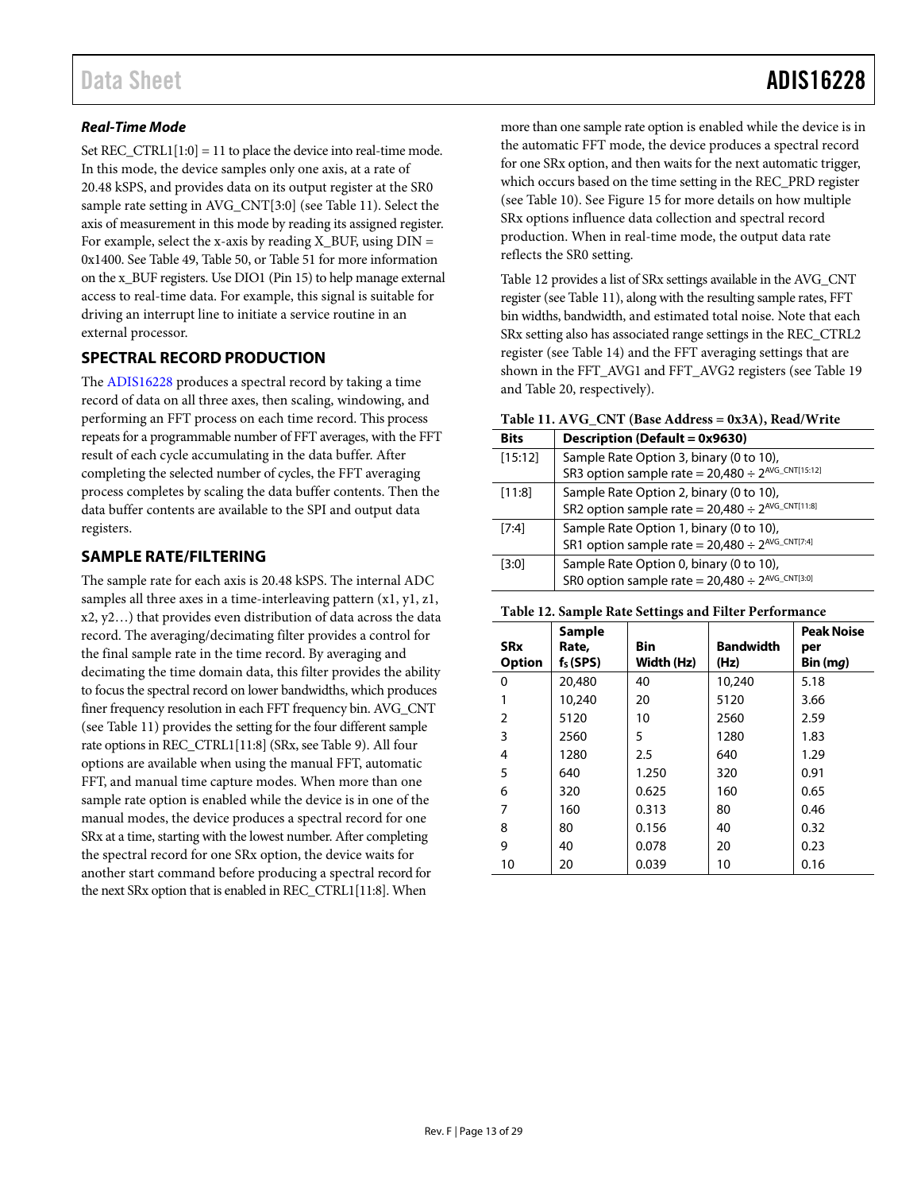### *Real-Time Mode*

Set REC_CTRL1[1:0] = 11 to place the device into real-time mode. In this mode, the device samples only one axis, at a rate of 20.48 kSPS, and provides data on its output register at the SR0 sample rate setting in AVG_CNT[3:0] (see Table 11). Select the axis of measurement in this mode by reading its assigned register. For example, select the x-axis by reading X_BUF, using DIN = 0x1400. See Table 49, Table 50, or Table 51 for more information on the x_BUF registers. Use DIO1 (Pin 15) to help manage external access to real-time data. For example, this signal is suitable for driving an interrupt line to initiate a service routine in an external processor.

## SPECTRAL RECORD PRODUCTION

The ADIS16228 produces a spectral record by taking a time record of data on all three axes, then scaling, windowing, and performing an FFT process on each time record. This process repeats for a programmable number of FFT averages, with the FFT result of each cycle accumulating in the data buffer. After completing the selected number of cycles, the FFT averaging process completes by scaling the data buffer contents. Then the data buffer contents are available to the SPI and output data registers.

## SAMPLE RATE/FILTERING

The sample rate for each axis is 20.48 kSPS. The internal ADC samples all three axes in a time-interleaving pattern (x1, y1, z1, x2, y2…) that provides even distribution of data across the data record. The averaging/decimating filter provides a control for the final sample rate in the time record. By averaging and decimating the time domain data, this filter provides the ability to focus the spectral record on lower bandwidths, which produces finer frequency resolution in each FFT frequency bin. AVG_CNT (see Table 11) provides the setting for the four different sample rate options in REC_CTRL1[11:8] (SRx, see Table 9). All four options are available when using the manual FFT, automatic FFT, and manual time capture modes. When more than one sample rate option is enabled while the device is in one of the manual modes, the device produces a spectral record for one SRx at a time, starting with the lowest number. After completing the spectral record for one SRx option, the device waits for another start command before producing a spectral record for the next SRx option that is enabled in REC_CTRL1[11:8]. When more than one sample rate option is enabled while the device is in the automatic FFT mode, the device produces a spectral record for one SRx option, and then waits for the next automatic trigger, which occurs based on the time setting in the REC_PRD register (see Table 10). See Figure 15 for more details on how multiple SRx options influence data collection and spectral record production. When in real-time mode, the output data rate reflects the SR0 setting.

Table 12 provides a list of SRx settings available in the AVG_CNT register (see Table 11), along with the resulting sample rates, FFT bin widths, bandwidth, and estimated total noise. Note that each SRx setting also has associated range settings in the REC_CTRL2 register (see Table 14) and the FFT averaging settings that are shown in the FFT_AVG1 and FFT_AVG2 registers (see Table 19 and Table 20, respectively).

**Table 11. AVG_CNT (Base Address = 0x3A), Read/Write**

| Bits | Description (Default = 0x9630) |
|---|---|
| [15:12] | Sample Rate Option 3, binary (0 to 10), SR3 option sample rate = $20{,}480 \div 2^{AVG\_CNT[15:12]}$ |
| [11:8] | Sample Rate Option 2, binary (0 to 10), SR2 option sample rate = $20{,}480 \div 2^{AVG\_CNT[11:8]}$ |
| [7:4] | Sample Rate Option 1, binary (0 to 10), SR1 option sample rate = $20{,}480 \div 2^{AVG\_CNT[7:4]}$ |
| [3:0] | Sample Rate Option 0, binary (0 to 10), SR0 option sample rate = $20{,}480 \div 2^{AVG\_CNT[3:0]}$ |

**Table 12. Sample Rate Settings and Filter Performance**

| SRx Option | Sample Rate, $f_S$ (SPS) | Bin Width (Hz) | Bandwidth (Hz) | Peak Noise per Bin (m*g*) |
|---|---|---|---|---|
| 0 | 20,480 | 40 | 10,240 | 5.18 |
| 1 | 10,240 | 20 | 5120 | 3.66 |
| 2 | 5120 | 10 | 2560 | 2.59 |
| 3 | 2560 | 5 | 1280 | 1.83 |
| 4 | 1280 | 2.5 | 640 | 1.29 |
| 5 | 640 | 1.250 | 320 | 0.91 |
| 6 | 320 | 0.625 | 160 | 0.65 |
| 7 | 160 | 0.313 | 80 | 0.46 |
| 8 | 80 | 0.156 | 40 | 0.32 |
| 9 | 40 | 0.078 | 20 | 0.23 |
| 10 | 20 | 0.039 | 10 | 0.16 |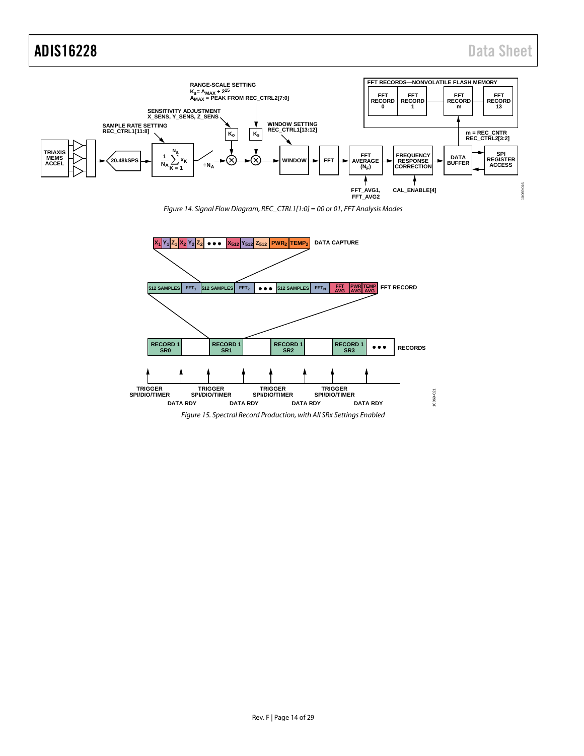Figure 14. Signal Flow Diagram, REC_CTRL1[1:0] = 00 or 01, FFT Analysis Modes

Figure 15. Spectral Record Production, with All SRx Settings Enabled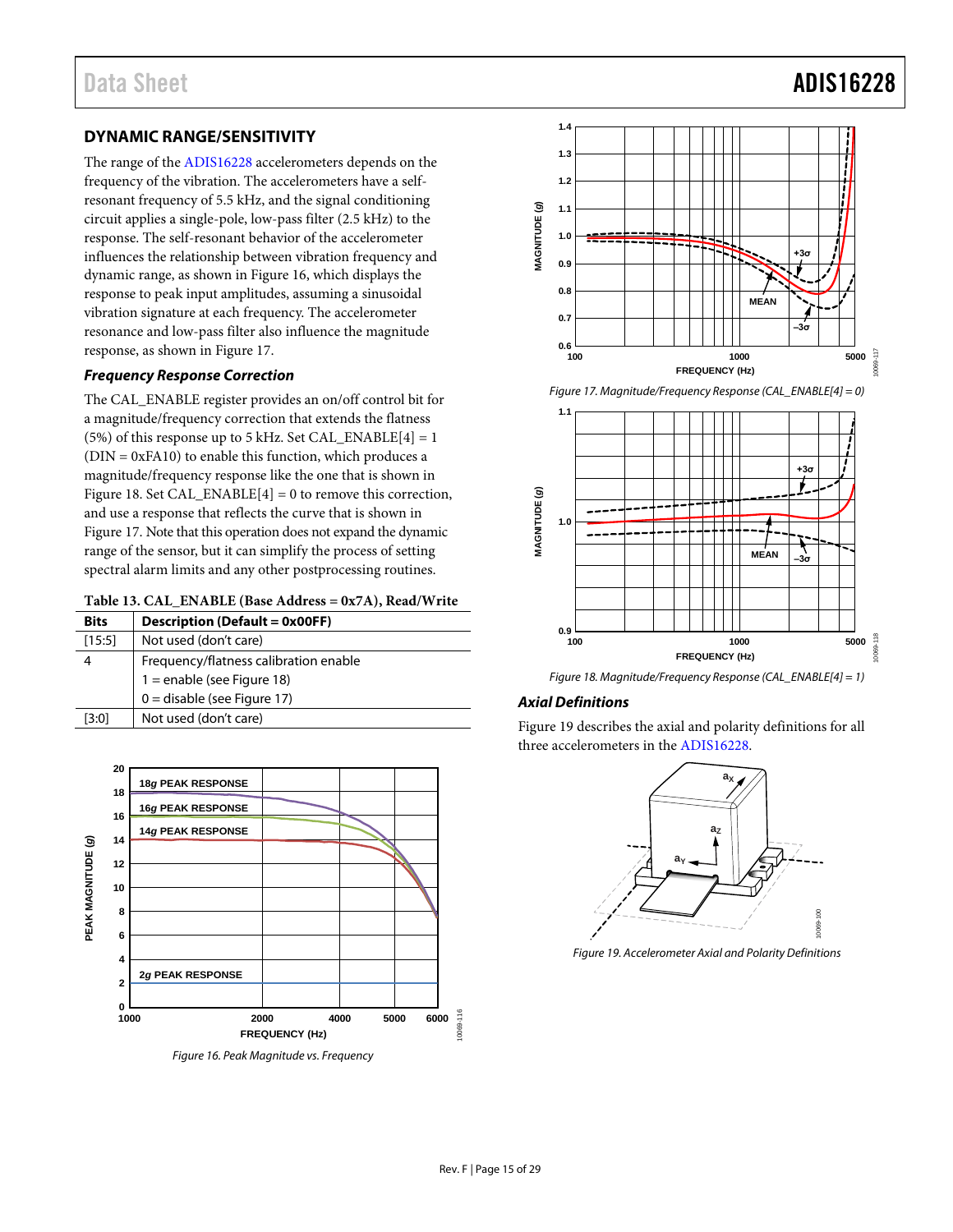## DYNAMIC RANGE/SENSITIVITY

The range of the ADIS16228 accelerometers depends on the frequency of the vibration. The accelerometers have a self-resonant frequency of 5.5 kHz, and the signal conditioning circuit applies a single-pole, low-pass filter (2.5 kHz) to the response. The self-resonant behavior of the accelerometer influences the relationship between vibration frequency and dynamic range, as shown in Figure 16, which displays the response to peak input amplitudes, assuming a sinusoidal vibration signature at each frequency. The accelerometer resonance and low-pass filter also influence the magnitude response, as shown in Figure 17.

### *Frequency Response Correction*

The CAL_ENABLE register provides an on/off control bit for a magnitude/frequency correction that extends the flatness (5%) of this response up to 5 kHz. Set CAL_ENABLE[4] = 1 (DIN = 0xFA10) to enable this function, which produces a magnitude/frequency response like the one that is shown in Figure 18. Set CAL_ENABLE[4] = 0 to remove this correction, and use a response that reflects the curve that is shown in Figure 17. Note that this operation does not expand the dynamic range of the sensor, but it can simplify the process of setting spectral alarm limits and any other postprocessing routines.

**Table 13. CAL_ENABLE (Base Address = 0x7A), Read/Write**

| Bits | Description (Default = 0x00FF) |
|---|---|
| [15:5] | Not used (don't care) |
| 4 | Frequency/flatness calibration enable<br>1 = enable (see Figure 18)<br>0 = disable (see Figure 17) |
| [3:0] | Not used (don't care) |

*Figure 16. Peak Magnitude vs. Frequency*

*Figure 17. Magnitude/Frequency Response (CAL_ENABLE[4] = 0)*

*Figure 18. Magnitude/Frequency Response (CAL_ENABLE[4] = 1)*

### *Axial Definitions*

Figure 19 describes the axial and polarity definitions for all three accelerometers in the ADIS16228.

*Figure 19. Accelerometer Axial and Polarity Definitions*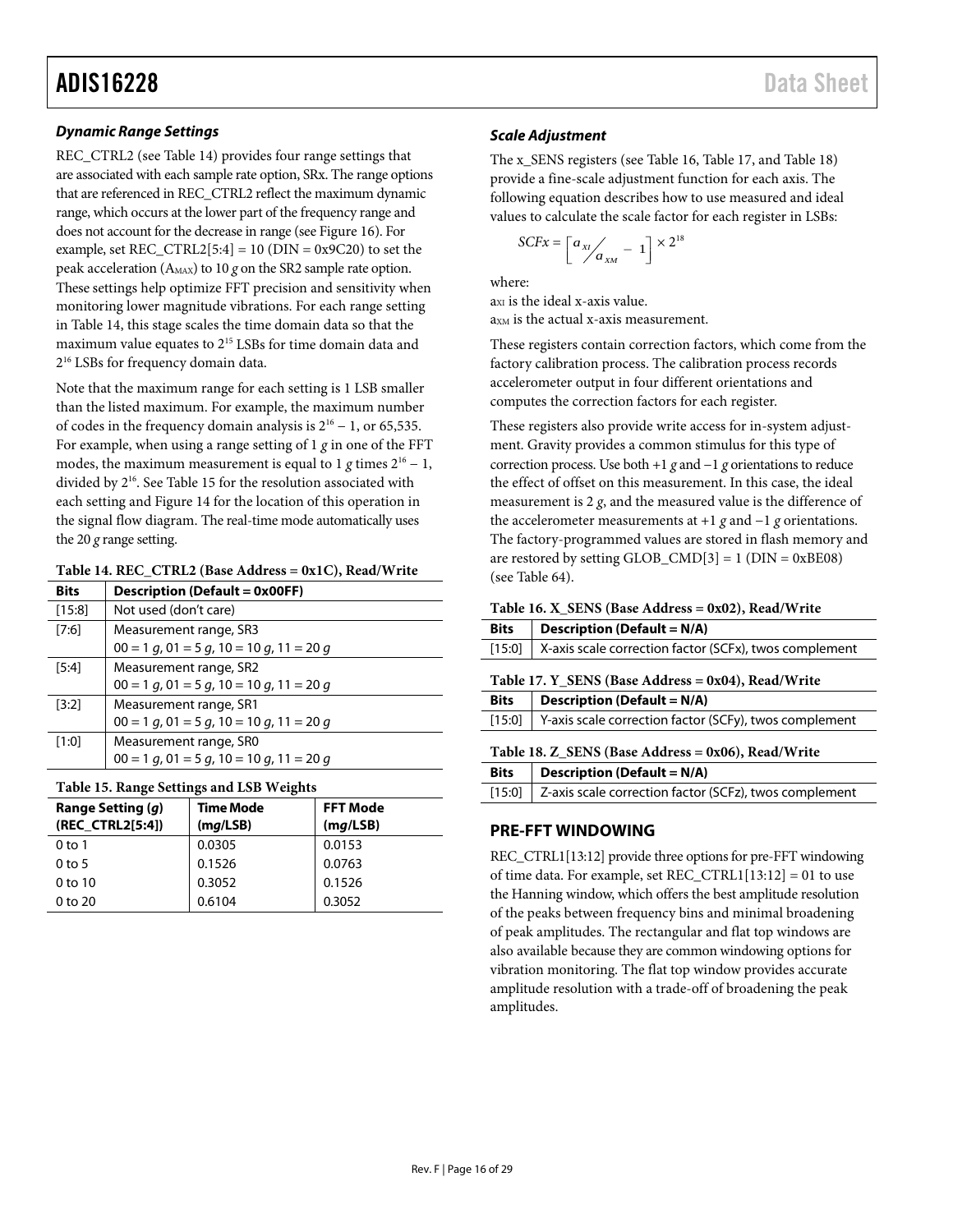### *Dynamic Range Settings*

REC_CTRL2 (see Table 14) provides four range settings that are associated with each sample rate option, SRx. The range options that are referenced in REC_CTRL2 reflect the maximum dynamic range, which occurs at the lower part of the frequency range and does not account for the decrease in range (see Figure 16). For example, set REC_CTRL2[5:4] = 10 (DIN = 0x9C20) to set the peak acceleration ($A_{MAX}$) to 10 *g* on the SR2 sample rate option. These settings help optimize FFT precision and sensitivity when monitoring lower magnitude vibrations. For each range setting in Table 14, this stage scales the time domain data so that the maximum value equates to $2^{15}$ LSBs for time domain data and $2^{16}$ LSBs for frequency domain data.

Note that the maximum range for each setting is 1 LSB smaller than the listed maximum. For example, the maximum number of codes in the frequency domain analysis is $2^{16} - 1$, or 65,535. For example, when using a range setting of 1 *g* in one of the FFT modes, the maximum measurement is equal to 1 *g* times $2^{16} - 1$, divided by $2^{16}$. See Table 15 for the resolution associated with each setting and Figure 14 for the location of this operation in the signal flow diagram. The real-time mode automatically uses the 20 *g* range setting.

**Table 14. REC_CTRL2 (Base Address = 0x1C), Read/Write**

| Bits | Description (Default = 0x00FF) |
|---|---|
| [15:8] | Not used (don't care) |
| [7:6] | Measurement range, SR3<br>00 = 1 *g*, 01 = 5 *g*, 10 = 10 *g*, 11 = 20 *g* |
| [5:4] | Measurement range, SR2<br>00 = 1 *g*, 01 = 5 *g*, 10 = 10 *g*, 11 = 20 *g* |
| [3:2] | Measurement range, SR1<br>00 = 1 *g*, 01 = 5 *g*, 10 = 10 *g*, 11 = 20 *g* |
| [1:0] | Measurement range, SR0<br>00 = 1 *g*, 01 = 5 *g*, 10 = 10 *g*, 11 = 20 *g* |

**Table 15. Range Settings and LSB Weights**

| Range Setting (*g*) (REC_CTRL2[5:4]) | Time Mode (m*g*/LSB) | FFT Mode (m*g*/LSB) |
|---|---|---|
| 0 to 1 | 0.0305 | 0.0153 |
| 0 to 5 | 0.1526 | 0.0763 |
| 0 to 10 | 0.3052 | 0.1526 |
| 0 to 20 | 0.6104 | 0.3052 |

### *Scale Adjustment*

The x_SENS registers (see Table 16, Table 17, and Table 18) provide a fine-scale adjustment function for each axis. The following equation describes how to use measured and ideal values to calculate the scale factor for each register in LSBs:

$$SCFx = \left\lceil \frac{a_{XI}}{a_{XM}} - 1 \right\rceil \times 2^{18}$$

where:
$a_{XI}$ is the ideal x-axis value.
$a_{XM}$ is the actual x-axis measurement.

These registers contain correction factors, which come from the factory calibration process. The calibration process records accelerometer output in four different orientations and computes the correction factors for each register.

These registers also provide write access for in-system adjustment. Gravity provides a common stimulus for this type of correction process. Use both +1 *g* and −1 *g* orientations to reduce the effect of offset on this measurement. In this case, the ideal measurement is 2 *g*, and the measured value is the difference of the accelerometer measurements at +1 *g* and −1 *g* orientations. The factory-programmed values are stored in flash memory and are restored by setting GLOB_CMD[3] = 1 (DIN = 0xBE08) (see Table 64).

**Table 16. X_SENS (Base Address = 0x02), Read/Write**

| Bits | Description (Default = N/A) |
|---|---|
| [15:0] | X-axis scale correction factor (SCFx), twos complement |

**Table 17. Y_SENS (Base Address = 0x04), Read/Write**

| Bits | Description (Default = N/A) |
|---|---|
| [15:0] | Y-axis scale correction factor (SCFy), twos complement |

**Table 18. Z_SENS (Base Address = 0x06), Read/Write**

| Bits | Description (Default = N/A) |
|---|---|
| [15:0] | Z-axis scale correction factor (SCFz), twos complement |

## PRE-FFT WINDOWING

REC_CTRL1[13:12] provide three options for pre-FFT windowing of time data. For example, set REC_CTRL1[13:12] = 01 to use the Hanning window, which offers the best amplitude resolution of the peaks between frequency bins and minimal broadening of peak amplitudes. The rectangular and flat top windows are also available because they are common windowing options for vibration monitoring. The flat top window provides accurate amplitude resolution with a trade-off of broadening the peak amplitudes.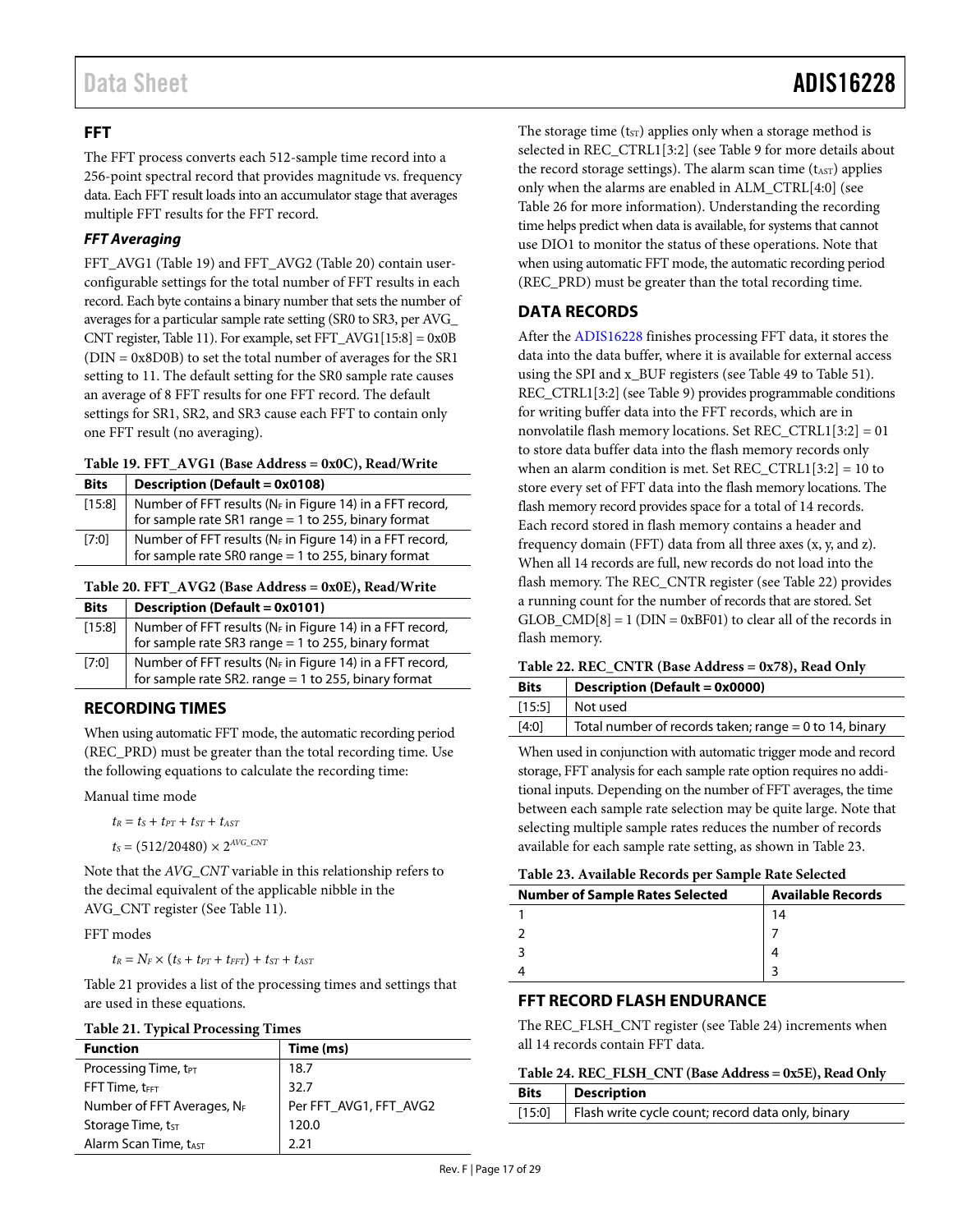## FFT

The FFT process converts each 512-sample time record into a 256-point spectral record that provides magnitude vs. frequency data. Each FFT result loads into an accumulator stage that averages multiple FFT results for the FFT record.

### FFT Averaging

FFT_AVG1 (Table 19) and FFT_AVG2 (Table 20) contain user-configurable settings for the total number of FFT results in each record. Each byte contains a binary number that sets the number of averages for a particular sample rate setting (SR0 to SR3, per AVG_CNT register, Table 11). For example, set FFT_AVG1[15:8] = 0x0B (DIN = 0x8D0B) to set the total number of averages for the SR1 setting to 11. The default setting for the SR0 sample rate causes an average of 8 FFT results for one FFT record. The default settings for SR1, SR2, and SR3 cause each FFT to contain only one FFT result (no averaging).

**Table 19. FFT_AVG1 (Base Address = 0x0C), Read/Write**

| Bits | Description (Default = 0x0108) |
|---|---|
| [15:8] | Number of FFT results ($N_F$ in Figure 14) in a FFT record, for sample rate SR1 range = 1 to 255, binary format |
| [7:0] | Number of FFT results ($N_F$ in Figure 14) in a FFT record, for sample rate SR0 range = 1 to 255, binary format |

**Table 20. FFT_AVG2 (Base Address = 0x0E), Read/Write**

| Bits | Description (Default = 0x0101) |
|---|---|
| [15:8] | Number of FFT results ($N_F$ in Figure 14) in a FFT record, for sample rate SR3 range = 1 to 255, binary format |
| [7:0] | Number of FFT results ($N_F$ in Figure 14) in a FFT record, for sample rate SR2. range = 1 to 255, binary format |

## RECORDING TIMES

When using automatic FFT mode, the automatic recording period (REC_PRD) must be greater than the total recording time. Use the following equations to calculate the recording time:

Manual time mode

$$t_R = t_S + t_{PT} + t_{ST} + t_{AST}$$

$$t_S = (512/20480) \times 2^{AVG\_CNT}$$

Note that the *AVG_CNT* variable in this relationship refers to the decimal equivalent of the applicable nibble in the AVG_CNT register (See Table 11).

FFT modes

$$t_R = N_F \times (t_S + t_{PT} + t_{FFT}) + t_{ST} + t_{AST}$$

Table 21 provides a list of the processing times and settings that are used in these equations.

**Table 21. Typical Processing Times**

| Function | Time (ms) |
|---|---|
| Processing Time, $t_{PT}$ | 18.7 |
| FFT Time, $t_{FFT}$ | 32.7 |
| Number of FFT Averages, $N_F$ | Per FFT_AVG1, FFT_AVG2 |
| Storage Time, $t_{ST}$ | 120.0 |
| Alarm Scan Time, $t_{AST}$ | 2.21 |

The storage time ($t_{ST}$) applies only when a storage method is selected in REC_CTRL1[3:2] (see Table 9 for more details about the record storage settings). The alarm scan time ($t_{AST}$) applies only when the alarms are enabled in ALM_CTRL[4:0] (see Table 26 for more information). Understanding the recording time helps predict when data is available, for systems that cannot use DIO1 to monitor the status of these operations. Note that when using automatic FFT mode, the automatic recording period (REC_PRD) must be greater than the total recording time.

## DATA RECORDS

After the ADIS16228 finishes processing FFT data, it stores the data into the data buffer, where it is available for external access using the SPI and x_BUF registers (see Table 49 to Table 51). REC_CTRL1[3:2] (see Table 9) provides programmable conditions for writing buffer data into the FFT records, which are in nonvolatile flash memory locations. Set REC_CTRL1[3:2] = 01 to store data buffer data into the flash memory records only when an alarm condition is met. Set REC_CTRL1[3:2] = 10 to store every set of FFT data into the flash memory locations. The flash memory record provides space for a total of 14 records. Each record stored in flash memory contains a header and frequency domain (FFT) data from all three axes (x, y, and z). When all 14 records are full, new records do not load into the flash memory. The REC_CNTR register (see Table 22) provides a running count for the number of records that are stored. Set GLOB_CMD[8] = 1 (DIN = 0xBF01) to clear all of the records in flash memory.

**Table 22. REC_CNTR (Base Address = 0x78), Read Only**

| Bits | Description (Default = 0x0000) |
|---|---|
| [15:5] | Not used |
| [4:0] | Total number of records taken; range = 0 to 14, binary |

When used in conjunction with automatic trigger mode and record storage, FFT analysis for each sample rate option requires no additional inputs. Depending on the number of FFT averages, the time between each sample rate selection may be quite large. Note that selecting multiple sample rates reduces the number of records available for each sample rate setting, as shown in Table 23.

**Table 23. Available Records per Sample Rate Selected**

| Number of Sample Rates Selected | Available Records |
|---|---|
| 1 | 14 |
| 2 | 7 |
| 3 | 4 |
| 4 | 3 |

## FFT RECORD FLASH ENDURANCE

The REC_FLSH_CNT register (see Table 24) increments when all 14 records contain FFT data.

**Table 24. REC_FLSH_CNT (Base Address = 0x5E), Read Only**

| Bits | Description |
|---|---|
| [15:0] | Flash write cycle count; record data only, binary |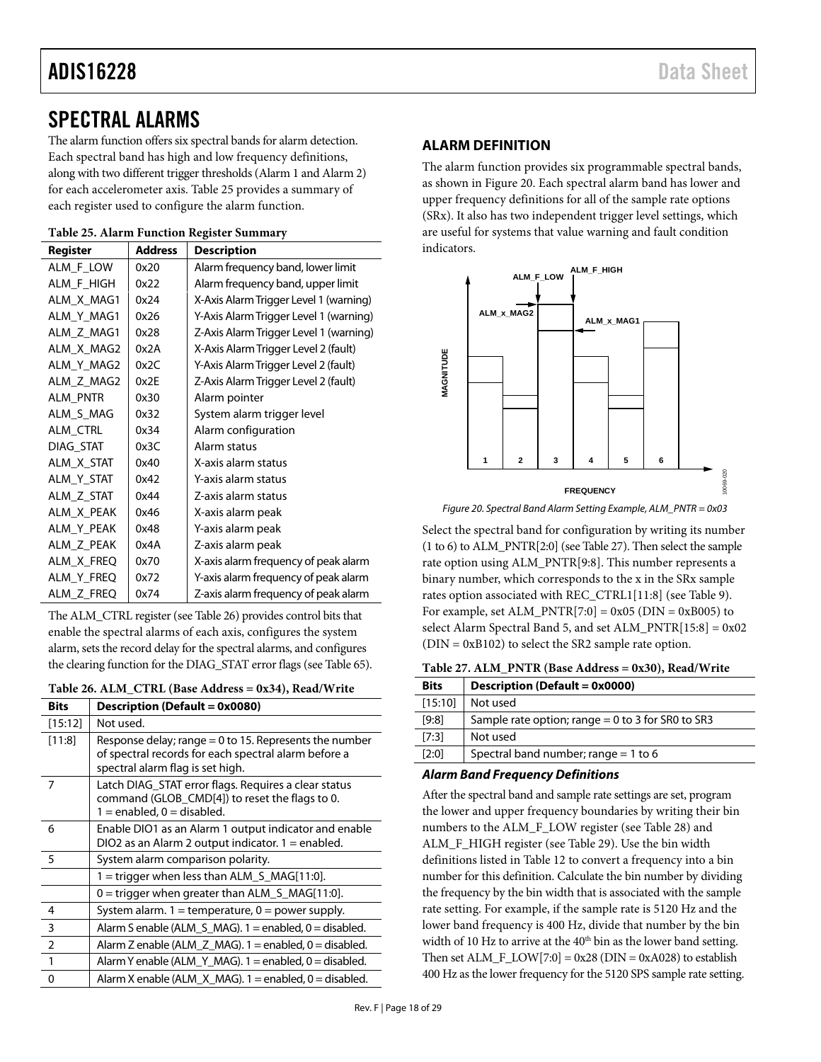# SPECTRAL ALARMS

The alarm function offers six spectral bands for alarm detection. Each spectral band has high and low frequency definitions, along with two different trigger thresholds (Alarm 1 and Alarm 2) for each accelerometer axis. Table 25 provides a summary of each register used to configure the alarm function.

**Table 25. Alarm Function Register Summary**

| Register | Address | Description |
|---|---|---|
| ALM_F_LOW | 0x20 | Alarm frequency band, lower limit |
| ALM_F_HIGH | 0x22 | Alarm frequency band, upper limit |
| ALM_X_MAG1 | 0x24 | X-Axis Alarm Trigger Level 1 (warning) |
| ALM_Y_MAG1 | 0x26 | Y-Axis Alarm Trigger Level 1 (warning) |
| ALM_Z_MAG1 | 0x28 | Z-Axis Alarm Trigger Level 1 (warning) |
| ALM_X_MAG2 | 0x2A | X-Axis Alarm Trigger Level 2 (fault) |
| ALM_Y_MAG2 | 0x2C | Y-Axis Alarm Trigger Level 2 (fault) |
| ALM_Z_MAG2 | 0x2E | Z-Axis Alarm Trigger Level 2 (fault) |
| ALM_PNTR | 0x30 | Alarm pointer |
| ALM_S_MAG | 0x32 | System alarm trigger level |
| ALM_CTRL | 0x34 | Alarm configuration |
| DIAG_STAT | 0x3C | Alarm status |
| ALM_X_STAT | 0x40 | X-axis alarm status |
| ALM_Y_STAT | 0x42 | Y-axis alarm status |
| ALM_Z_STAT | 0x44 | Z-axis alarm status |
| ALM_X_PEAK | 0x46 | X-axis alarm peak |
| ALM_Y_PEAK | 0x48 | Y-axis alarm peak |
| ALM_Z_PEAK | 0x4A | Z-axis alarm peak |
| ALM_X_FREQ | 0x70 | X-axis alarm frequency of peak alarm |
| ALM_Y_FREQ | 0x72 | Y-axis alarm frequency of peak alarm |
| ALM_Z_FREQ | 0x74 | Z-axis alarm frequency of peak alarm |

The ALM_CTRL register (see Table 26) provides control bits that enable the spectral alarms of each axis, configures the system alarm, sets the record delay for the spectral alarms, and configures the clearing function for the DIAG_STAT error flags (see Table 65).

**Table 26. ALM_CTRL (Base Address = 0x34), Read/Write**

| Bits | Description (Default = 0x0080) |
|---|---|
| [15:12] | Not used. |
| [11:8] | Response delay; range = 0 to 15. Represents the number of spectral records for each spectral alarm before a spectral alarm flag is set high. |
| 7 | Latch DIAG_STAT error flags. Requires a clear status command (GLOB_CMD[4]) to reset the flags to 0. 1 = enabled, 0 = disabled. |
| 6 | Enable DIO1 as an Alarm 1 indicator and enable DIO2 as an Alarm 2 output indicator. 1 = enabled. |
| 5 | System alarm comparison polarity. |
| | 1 = trigger when less than ALM_S_MAG[11:0]. |
| | 0 = trigger when greater than ALM_S_MAG[11:0]. |
| 4 | System alarm. 1 = temperature, 0 = power supply. |
| 3 | Alarm S enable (ALM_S_MAG). 1 = enabled, 0 = disabled. |
| 2 | Alarm Z enable (ALM_Z_MAG). 1 = enabled, 0 = disabled. |
| 1 | Alarm Y enable (ALM_Y_MAG). 1 = enabled, 0 = disabled. |
| 0 | Alarm X enable (ALM_X_MAG). 1 = enabled, 0 = disabled. |

## ALARM DEFINITION

The alarm function provides six programmable spectral bands, as shown in Figure 20. Each spectral alarm band has lower and upper frequency definitions for all of the sample rate options (SRx). It also has two independent trigger level settings, which are useful for systems that value warning and fault condition indicators.

*Figure 20. Spectral Band Alarm Setting Example, ALM_PNTR = 0x03*

Select the spectral band for configuration by writing its number (1 to 6) to ALM_PNTR[2:0] (see Table 27). Then select the sample rate option using ALM_PNTR[9:8]. This number represents a binary number, which corresponds to the x in the SRx sample rates option associated with REC_CTRL1[11:8] (see Table 9). For example, set ALM_PNTR[7:0] = 0x05 (DIN = 0xB005) to select Alarm Spectral Band 5, and set ALM_PNTR[15:8] = 0x02 (DIN = 0xB102) to select the SR2 sample rate option.

**Table 27. ALM_PNTR (Base Address = 0x30), Read/Write**

| Bits | Description (Default = 0x0000) |
|---|---|
| [15:10] | Not used |
| [9:8] | Sample rate option; range = 0 to 3 for SR0 to SR3 |
| [7:3] | Not used |
| [2:0] | Spectral band number; range = 1 to 6 |

### *Alarm Band Frequency Definitions*

After the spectral band and sample rate settings are set, program the lower and upper frequency boundaries by writing their bin numbers to the ALM_F_LOW register (see Table 28) and ALM_F_HIGH register (see Table 29). Use the bin width definitions listed in Table 12 to convert a frequency into a bin number for this definition. Calculate the bin number by dividing the frequency by the bin width that is associated with the sample rate setting. For example, if the sample rate is 5120 Hz and the lower band frequency is 400 Hz, divide that number by the bin width of 10 Hz to arrive at the 40th bin as the lower band setting. Then set ALM_F_LOW[7:0] = 0x28 (DIN = 0xA028) to establish 400 Hz as the lower frequency for the 5120 SPS sample rate setting.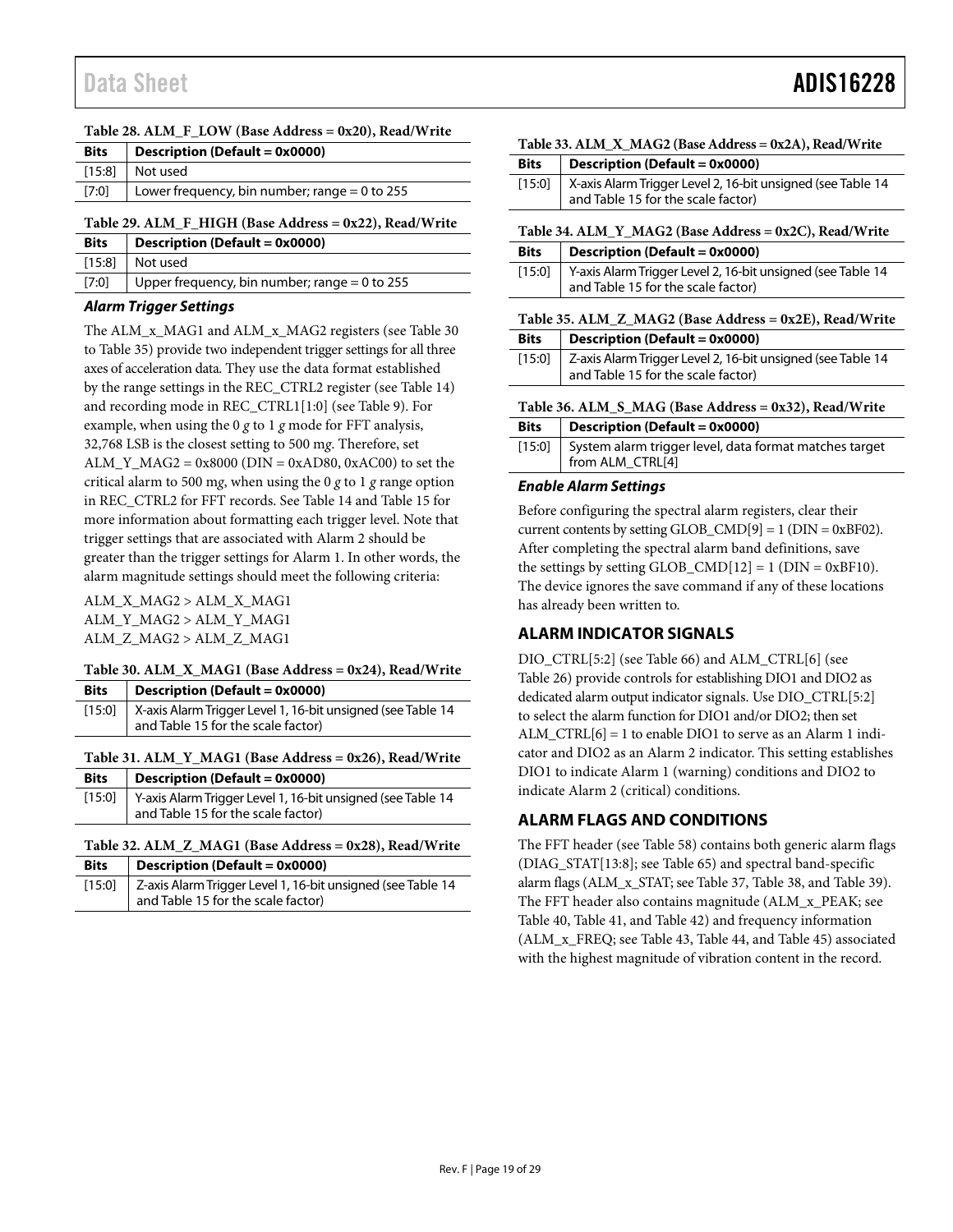**Table 28. ALM_F_LOW (Base Address = 0x20), Read/Write**

| Bits | Description (Default = 0x0000) |
|---|---|
| [15:8] | Not used |
| [7:0] | Lower frequency, bin number; range = 0 to 255 |

**Table 29. ALM_F_HIGH (Base Address = 0x22), Read/Write**

| Bits | Description (Default = 0x0000) |
|---|---|
| [15:8] | Not used |
| [7:0] | Upper frequency, bin number; range = 0 to 255 |

### *Alarm Trigger Settings*

The ALM_x_MAG1 and ALM_x_MAG2 registers (see Table 30 to Table 35) provide two independent trigger settings for all three axes of acceleration data. They use the data format established by the range settings in the REC_CTRL2 register (see Table 14) and recording mode in REC_CTRL1[1:0] (see Table 9). For example, when using the 0 *g* to 1 *g* mode for FFT analysis, 32,768 LSB is the closest setting to 500 m*g*. Therefore, set ALM_Y_MAG2 = 0x8000 (DIN = 0xAD80, 0xAC00) to set the critical alarm to 500 m*g*, when using the 0 *g* to 1 *g* range option in REC_CTRL2 for FFT records. See Table 14 and Table 15 for more information about formatting each trigger level. Note that trigger settings that are associated with Alarm 2 should be greater than the trigger settings for Alarm 1. In other words, the alarm magnitude settings should meet the following criteria:

ALM_X_MAG2 > ALM_X_MAG1
ALM_Y_MAG2 > ALM_Y_MAG1
ALM_Z_MAG2 > ALM_Z_MAG1

**Table 30. ALM_X_MAG1 (Base Address = 0x24), Read/Write**

| Bits | Description (Default = 0x0000) |
|---|---|
| [15:0] | X-axis Alarm Trigger Level 1, 16-bit unsigned (see Table 14 and Table 15 for the scale factor) |

**Table 31. ALM_Y_MAG1 (Base Address = 0x26), Read/Write**

| Bits | Description (Default = 0x0000) |
|---|---|
| [15:0] | Y-axis Alarm Trigger Level 1, 16-bit unsigned (see Table 14 and Table 15 for the scale factor) |

**Table 32. ALM_Z_MAG1 (Base Address = 0x28), Read/Write**

| Bits | Description (Default = 0x0000) |
|---|---|
| [15:0] | Z-axis Alarm Trigger Level 1, 16-bit unsigned (see Table 14 and Table 15 for the scale factor) |

**Table 33. ALM_X_MAG2 (Base Address = 0x2A), Read/Write**

| Bits | Description (Default = 0x0000) |
|---|---|
| [15:0] | X-axis Alarm Trigger Level 2, 16-bit unsigned (see Table 14 and Table 15 for the scale factor) |

**Table 34. ALM_Y_MAG2 (Base Address = 0x2C), Read/Write**

| Bits | Description (Default = 0x0000) |
|---|---|
| [15:0] | Y-axis Alarm Trigger Level 2, 16-bit unsigned (see Table 14 and Table 15 for the scale factor) |

**Table 35. ALM_Z_MAG2 (Base Address = 0x2E), Read/Write**

| Bits | Description (Default = 0x0000) |
|---|---|
| [15:0] | Z-axis Alarm Trigger Level 2, 16-bit unsigned (see Table 14 and Table 15 for the scale factor) |

**Table 36. ALM_S_MAG (Base Address = 0x32), Read/Write**

| Bits | Description (Default = 0x0000) |
|---|---|
| [15:0] | System alarm trigger level, data format matches target from ALM_CTRL[4] |

### *Enable Alarm Settings*

Before configuring the spectral alarm registers, clear their current contents by setting GLOB_CMD[9] = 1 (DIN = 0xBF02). After completing the spectral alarm band definitions, save the settings by setting GLOB_CMD[12] = 1 (DIN = 0xBF10). The device ignores the save command if any of these locations has already been written to.

## ALARM INDICATOR SIGNALS

DIO_CTRL[5:2] (see Table 66) and ALM_CTRL[6] (see Table 26) provide controls for establishing DIO1 and DIO2 as dedicated alarm output indicator signals. Use DIO_CTRL[5:2] to select the alarm function for DIO1 and/or DIO2; then set ALM_CTRL[6] = 1 to enable DIO1 to serve as an Alarm 1 indicator and DIO2 as an Alarm 2 indicator. This setting establishes DIO1 to indicate Alarm 1 (warning) conditions and DIO2 to indicate Alarm 2 (critical) conditions.

## ALARM FLAGS AND CONDITIONS

The FFT header (see Table 58) contains both generic alarm flags (DIAG_STAT[13:8]; see Table 65) and spectral band-specific alarm flags (ALM_x_STAT; see Table 37, Table 38, and Table 39). The FFT header also contains magnitude (ALM_x_PEAK; see Table 40, Table 41, and Table 42) and frequency information (ALM_x_FREQ; see Table 43, Table 44, and Table 45) associated with the highest magnitude of vibration content in the record.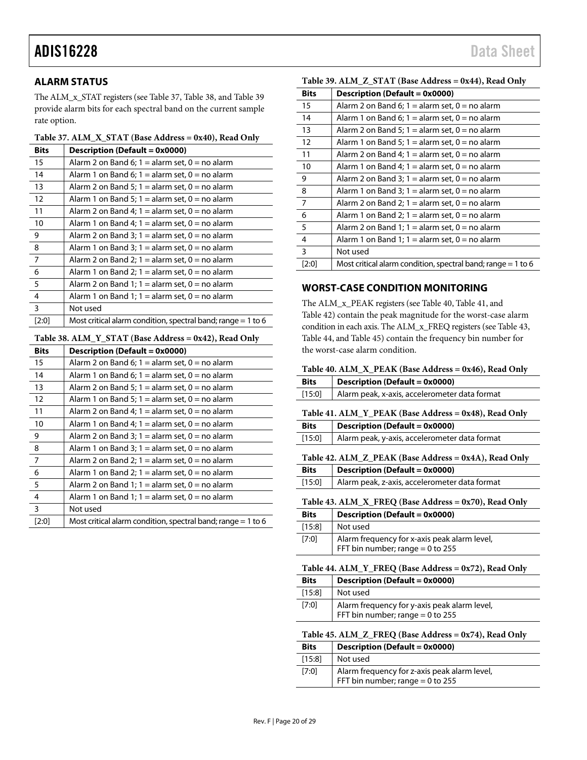## ALARM STATUS

The ALM_x_STAT registers (see Table 37, Table 38, and Table 39 provide alarm bits for each spectral band on the current sample rate option.

**Table 37. ALM_X_STAT (Base Address = 0x40), Read Only**

| Bits | Description (Default = 0x0000) |
|---|---|
| 15 | Alarm 2 on Band 6; 1 = alarm set, 0 = no alarm |
| 14 | Alarm 1 on Band 6; 1 = alarm set, 0 = no alarm |
| 13 | Alarm 2 on Band 5; 1 = alarm set, 0 = no alarm |
| 12 | Alarm 1 on Band 5; 1 = alarm set, 0 = no alarm |
| 11 | Alarm 2 on Band 4; 1 = alarm set, 0 = no alarm |
| 10 | Alarm 1 on Band 4; 1 = alarm set, 0 = no alarm |
| 9 | Alarm 2 on Band 3; 1 = alarm set, 0 = no alarm |
| 8 | Alarm 1 on Band 3; 1 = alarm set, 0 = no alarm |
| 7 | Alarm 2 on Band 2; 1 = alarm set, 0 = no alarm |
| 6 | Alarm 1 on Band 2; 1 = alarm set, 0 = no alarm |
| 5 | Alarm 2 on Band 1; 1 = alarm set, 0 = no alarm |
| 4 | Alarm 1 on Band 1; 1 = alarm set, 0 = no alarm |
| 3 | Not used |
| [2:0] | Most critical alarm condition, spectral band; range = 1 to 6 |

**Table 38. ALM_Y_STAT (Base Address = 0x42), Read Only**

| Bits | Description (Default = 0x0000) |
|---|---|
| 15 | Alarm 2 on Band 6; 1 = alarm set, 0 = no alarm |
| 14 | Alarm 1 on Band 6; 1 = alarm set, 0 = no alarm |
| 13 | Alarm 2 on Band 5; 1 = alarm set, 0 = no alarm |
| 12 | Alarm 1 on Band 5; 1 = alarm set, 0 = no alarm |
| 11 | Alarm 2 on Band 4; 1 = alarm set, 0 = no alarm |
| 10 | Alarm 1 on Band 4; 1 = alarm set, 0 = no alarm |
| 9 | Alarm 2 on Band 3; 1 = alarm set, 0 = no alarm |
| 8 | Alarm 1 on Band 3; 1 = alarm set, 0 = no alarm |
| 7 | Alarm 2 on Band 2; 1 = alarm set, 0 = no alarm |
| 6 | Alarm 1 on Band 2; 1 = alarm set, 0 = no alarm |
| 5 | Alarm 2 on Band 1; 1 = alarm set, 0 = no alarm |
| 4 | Alarm 1 on Band 1; 1 = alarm set, 0 = no alarm |
| 3 | Not used |
| [2:0] | Most critical alarm condition, spectral band; range = 1 to 6 |

**Table 39. ALM_Z_STAT (Base Address = 0x44), Read Only**

| Bits | Description (Default = 0x0000) |
|---|---|
| 15 | Alarm 2 on Band 6; 1 = alarm set, 0 = no alarm |
| 14 | Alarm 1 on Band 6; 1 = alarm set, 0 = no alarm |
| 13 | Alarm 2 on Band 5; 1 = alarm set, 0 = no alarm |
| 12 | Alarm 1 on Band 5; 1 = alarm set, 0 = no alarm |
| 11 | Alarm 2 on Band 4; 1 = alarm set, 0 = no alarm |
| 10 | Alarm 1 on Band 4; 1 = alarm set, 0 = no alarm |
| 9 | Alarm 2 on Band 3; 1 = alarm set, 0 = no alarm |
| 8 | Alarm 1 on Band 3; 1 = alarm set, 0 = no alarm |
| 7 | Alarm 2 on Band 2; 1 = alarm set, 0 = no alarm |
| 6 | Alarm 1 on Band 2; 1 = alarm set, 0 = no alarm |
| 5 | Alarm 2 on Band 1; 1 = alarm set, 0 = no alarm |
| 4 | Alarm 1 on Band 1; 1 = alarm set, 0 = no alarm |
| 3 | Not used |
| [2:0] | Most critical alarm condition, spectral band; range = 1 to 6 |

## WORST-CASE CONDITION MONITORING

The ALM_x_PEAK registers (see Table 40, Table 41, and Table 42) contain the peak magnitude for the worst-case alarm condition in each axis. The ALM_x_FREQ registers (see Table 43, Table 44, and Table 45) contain the frequency bin number for the worst-case alarm condition.

**Table 40. ALM_X_PEAK (Base Address = 0x46), Read Only**

| Bits | Description (Default = 0x0000) |
|---|---|
| [15:0] | Alarm peak, x-axis, accelerometer data format |

**Table 41. ALM_Y_PEAK (Base Address = 0x48), Read Only**

| Bits | Description (Default = 0x0000) |
|---|---|
| [15:0] | Alarm peak, y-axis, accelerometer data format |

**Table 42. ALM_Z_PEAK (Base Address = 0x4A), Read Only**

| Bits | Description (Default = 0x0000) |
|---|---|
| [15:0] | Alarm peak, z-axis, accelerometer data format |

**Table 43. ALM_X_FREQ (Base Address = 0x70), Read Only**

| Bits | Description (Default = 0x0000) |
|---|---|
| [15:8] | Not used |
| [7:0] | Alarm frequency for x-axis peak alarm level, FFT bin number; range = 0 to 255 |

**Table 44. ALM_Y_FREQ (Base Address = 0x72), Read Only**

| Bits | Description (Default = 0x0000) |
|---|---|
| [15:8] | Not used |
| [7:0] | Alarm frequency for y-axis peak alarm level, FFT bin number; range = 0 to 255 |

**Table 45. ALM_Z_FREQ (Base Address = 0x74), Read Only**

| Bits | Description (Default = 0x0000) |
|---|---|
| [15:8] | Not used |
| [7:0] | Alarm frequency for z-axis peak alarm level, FFT bin number; range = 0 to 255 |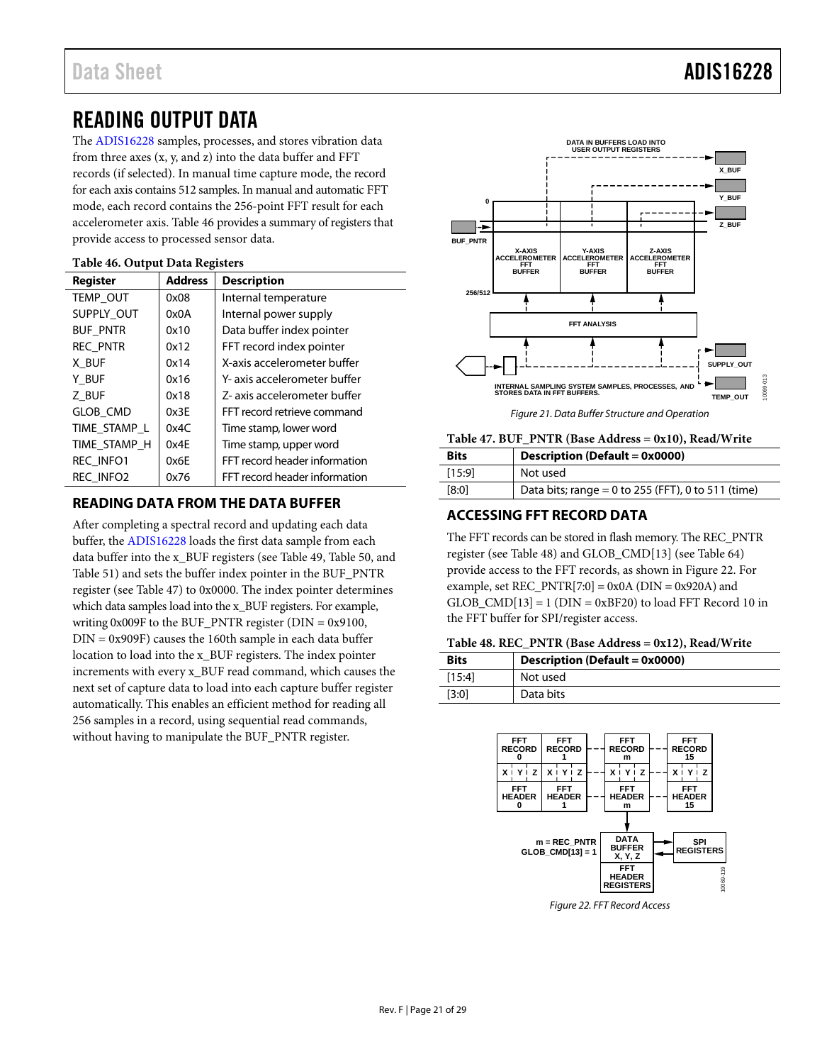# READING OUTPUT DATA

The ADIS16228 samples, processes, and stores vibration data from three axes (x, y, and z) into the data buffer and FFT records (if selected). In manual time capture mode, the record for each axis contains 512 samples. In manual and automatic FFT mode, each record contains the 256-point FFT result for each accelerometer axis. Table 46 provides a summary of registers that provide access to processed sensor data.

**Table 46. Output Data Registers**

| Register | Address | Description |
|---|---|---|
| TEMP_OUT | 0x08 | Internal temperature |
| SUPPLY_OUT | 0x0A | Internal power supply |
| BUF_PNTR | 0x10 | Data buffer index pointer |
| REC_PNTR | 0x12 | FFT record index pointer |
| X_BUF | 0x14 | X-axis accelerometer buffer |
| Y_BUF | 0x16 | Y- axis accelerometer buffer |
| Z_BUF | 0x18 | Z- axis accelerometer buffer |
| GLOB_CMD | 0x3E | FFT record retrieve command |
| TIME_STAMP_L | 0x4C | Time stamp, lower word |
| TIME_STAMP_H | 0x4E | Time stamp, upper word |
| REC_INFO1 | 0x6E | FFT record header information |
| REC_INFO2 | 0x76 | FFT record header information |

## READING DATA FROM THE DATA BUFFER

After completing a spectral record and updating each data buffer, the ADIS16228 loads the first data sample from each data buffer into the x_BUF registers (see Table 49, Table 50, and Table 51) and sets the buffer index pointer in the BUF_PNTR register (see Table 47) to 0x0000. The index pointer determines which data samples load into the x_BUF registers. For example, writing 0x009F to the BUF_PNTR register (DIN = 0x9100, DIN = 0x909F) causes the 160th sample in each data buffer location to load into the x_BUF registers. The index pointer increments with every x_BUF read command, which causes the next set of capture data to load into each capture buffer register automatically. This enables an efficient method for reading all 256 samples in a record, using sequential read commands, without having to manipulate the BUF_PNTR register.

*Figure 21. Data Buffer Structure and Operation*

**Table 47. BUF_PNTR (Base Address = 0x10), Read/Write**

| Bits | Description (Default = 0x0000) |
|---|---|
| [15:9] | Not used |
| [8:0] | Data bits; range = 0 to 255 (FFT), 0 to 511 (time) |

## ACCESSING FFT RECORD DATA

The FFT records can be stored in flash memory. The REC_PNTR register (see Table 48) and GLOB_CMD[13] (see Table 64) provide access to the FFT records, as shown in Figure 22. For example, set REC_PNTR[7:0] = 0x0A (DIN = 0x920A) and GLOB_CMD[13] = 1 (DIN = 0xBF20) to load FFT Record 10 in the FFT buffer for SPI/register access.

**Table 48. REC_PNTR (Base Address = 0x12), Read/Write**

| Bits | Description (Default = 0x0000) |
|---|---|
| [15:4] | Not used |
| [3:0] | Data bits |

*Figure 22. FFT Record Access*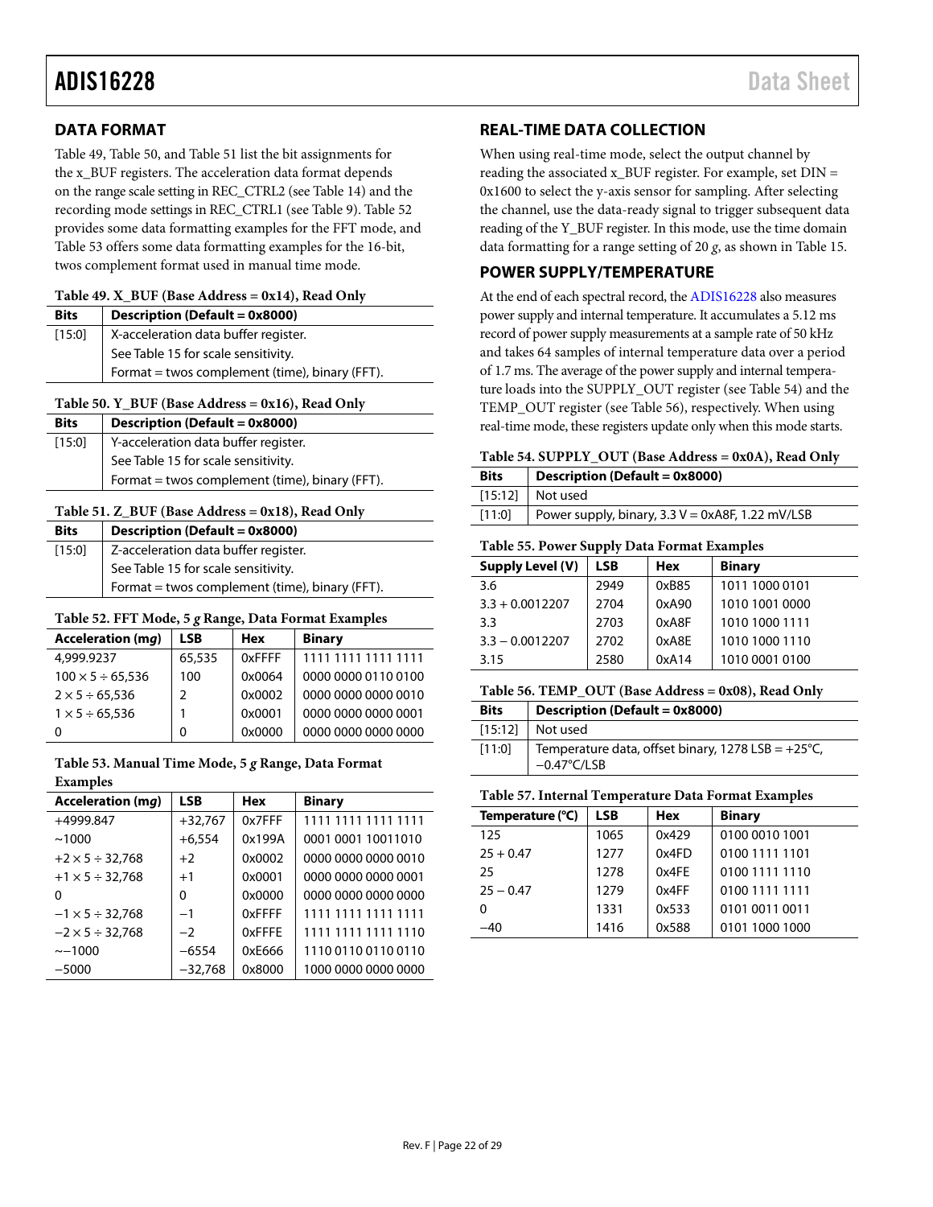## DATA FORMAT

Table 49, Table 50, and Table 51 list the bit assignments for the x_BUF registers. The acceleration data format depends on the range scale setting in REC_CTRL2 (see Table 14) and the recording mode settings in REC_CTRL1 (see Table 9). Table 52 provides some data formatting examples for the FFT mode, and Table 53 offers some data formatting examples for the 16-bit, twos complement format used in manual time mode.

**Table 49. X_BUF (Base Address = 0x14), Read Only**

| Bits | Description (Default = 0x8000) |
|---|---|
| [15:0] | X-acceleration data buffer register. See Table 15 for scale sensitivity. Format = twos complement (time), binary (FFT). |

**Table 50. Y_BUF (Base Address = 0x16), Read Only**

| Bits | Description (Default = 0x8000) |
|---|---|
| [15:0] | Y-acceleration data buffer register. See Table 15 for scale sensitivity. Format = twos complement (time), binary (FFT). |

**Table 51. Z_BUF (Base Address = 0x18), Read Only**

| Bits | Description (Default = 0x8000) |
|---|---|
| [15:0] | Z-acceleration data buffer register. See Table 15 for scale sensitivity. Format = twos complement (time), binary (FFT). |

**Table 52. FFT Mode, 5 *g* Range, Data Format Examples**

| Acceleration (m*g*) | LSB | Hex | Binary |
|---|---|---|---|
| 4,999.9237 | 65,535 | 0xFFFF | 1111 1111 1111 1111 |
| 100 × 5 ÷ 65,536 | 100 | 0x0064 | 0000 0000 0110 0100 |
| 2 × 5 ÷ 65,536 | 2 | 0x0002 | 0000 0000 0000 0010 |
| 1 × 5 ÷ 65,536 | 1 | 0x0001 | 0000 0000 0000 0001 |
| 0 | 0 | 0x0000 | 0000 0000 0000 0000 |

**Table 53. Manual Time Mode, 5 *g* Range, Data Format Examples**

| Acceleration (m*g*) | LSB | Hex | Binary |
|---|---|---|---|
| +4999.847 | +32,767 | 0x7FFF | 1111 1111 1111 1111 |
| ~1000 | +6,554 | 0x199A | 0001 0001 10011010 |
| +2 × 5 ÷ 32,768 | +2 | 0x0002 | 0000 0000 0000 0010 |
| +1 × 5 ÷ 32,768 | +1 | 0x0001 | 0000 0000 0000 0001 |
| 0 | 0 | 0x0000 | 0000 0000 0000 0000 |
| −1 × 5 ÷ 32,768 | −1 | 0xFFFF | 1111 1111 1111 1111 |
| −2 × 5 ÷ 32,768 | −2 | 0xFFFE | 1111 1111 1111 1110 |
| ~−1000 | −6554 | 0xE666 | 1110 0110 0110 0110 |
| −5000 | −32,768 | 0x8000 | 1000 0000 0000 0000 |

## REAL-TIME DATA COLLECTION

When using real-time mode, select the output channel by reading the associated x_BUF register. For example, set DIN = 0x1600 to select the y-axis sensor for sampling. After selecting the channel, use the data-ready signal to trigger subsequent data reading of the Y_BUF register. In this mode, use the time domain data formatting for a range setting of 20 *g*, as shown in Table 15.

## POWER SUPPLY/TEMPERATURE

At the end of each spectral record, the ADIS16228 also measures power supply and internal temperature. It accumulates a 5.12 ms record of power supply measurements at a sample rate of 50 kHz and takes 64 samples of internal temperature data over a period of 1.7 ms. The average of the power supply and internal temperature loads into the SUPPLY_OUT register (see Table 54) and the TEMP_OUT register (see Table 56), respectively. When using real-time mode, these registers update only when this mode starts.

**Table 54. SUPPLY_OUT (Base Address = 0x0A), Read Only**

| Bits | Description (Default = 0x8000) |
|---|---|
| [15:12] | Not used |
| [11:0] | Power supply, binary, 3.3 V = 0xA8F, 1.22 mV/LSB |

**Table 55. Power Supply Data Format Examples**

| Supply Level (V) | LSB | Hex | Binary |
|---|---|---|---|
| 3.6 | 2949 | 0xB85 | 1011 1000 0101 |
| 3.3 + 0.0012207 | 2704 | 0xA90 | 1010 1001 0000 |
| 3.3 | 2703 | 0xA8F | 1010 1000 1111 |
| 3.3 − 0.0012207 | 2702 | 0xA8E | 1010 1000 1110 |
| 3.15 | 2580 | 0xA14 | 1010 0001 0100 |

**Table 56. TEMP_OUT (Base Address = 0x08), Read Only**

| Bits | Description (Default = 0x8000) |
|---|---|
| [15:12] | Not used |
| [11:0] | Temperature data, offset binary, 1278 LSB = +25°C, −0.47°C/LSB |

**Table 57. Internal Temperature Data Format Examples**

| Temperature (°C) | LSB | Hex | Binary |
|---|---|---|---|
| 125 | 1065 | 0x429 | 0100 0010 1001 |
| 25 + 0.47 | 1277 | 0x4FD | 0100 1111 1101 |
| 25 | 1278 | 0x4FE | 0100 1111 1110 |
| 25 − 0.47 | 1279 | 0x4FF | 0100 1111 1111 |
| 0 | 1331 | 0x533 | 0101 0011 0011 |
| −40 | 1416 | 0x588 | 0101 1000 1000 |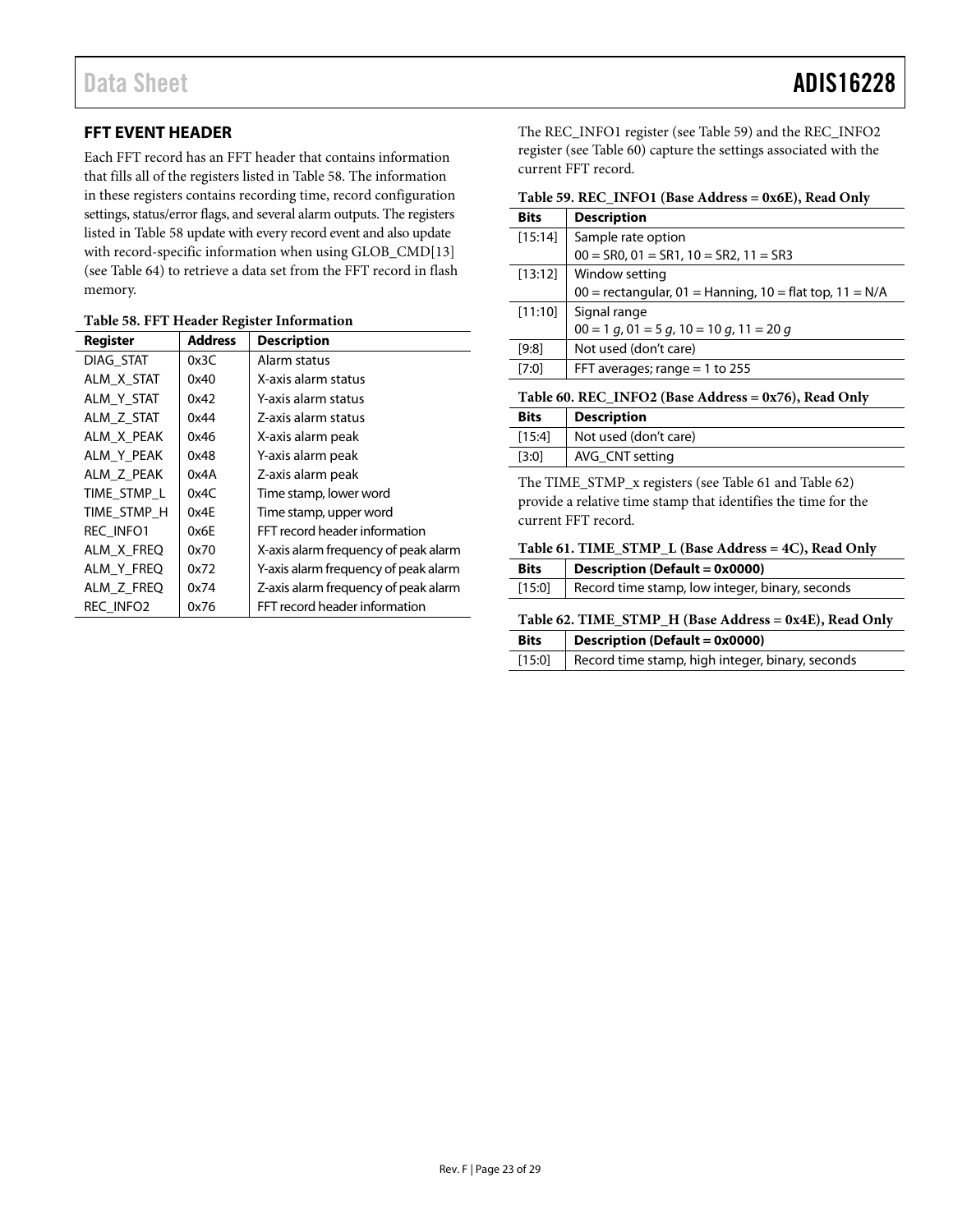## FFT EVENT HEADER

Each FFT record has an FFT header that contains information that fills all of the registers listed in Table 58. The information in these registers contains recording time, record configuration settings, status/error flags, and several alarm outputs. The registers listed in Table 58 update with every record event and also update with record-specific information when using GLOB_CMD[13] (see Table 64) to retrieve a data set from the FFT record in flash memory.

**Table 58. FFT Header Register Information**

| Register | Address | Description |
|---|---|---|
| DIAG_STAT | 0x3C | Alarm status |
| ALM_X_STAT | 0x40 | X-axis alarm status |
| ALM_Y_STAT | 0x42 | Y-axis alarm status |
| ALM_Z_STAT | 0x44 | Z-axis alarm status |
| ALM_X_PEAK | 0x46 | X-axis alarm peak |
| ALM_Y_PEAK | 0x48 | Y-axis alarm peak |
| ALM_Z_PEAK | 0x4A | Z-axis alarm peak |
| TIME_STMP_L | 0x4C | Time stamp, lower word |
| TIME_STMP_H | 0x4E | Time stamp, upper word |
| REC_INFO1 | 0x6E | FFT record header information |
| ALM_X_FREQ | 0x70 | X-axis alarm frequency of peak alarm |
| ALM_Y_FREQ | 0x72 | Y-axis alarm frequency of peak alarm |
| ALM_Z_FREQ | 0x74 | Z-axis alarm frequency of peak alarm |
| REC_INFO2 | 0x76 | FFT record header information |

The REC_INFO1 register (see Table 59) and the REC_INFO2 register (see Table 60) capture the settings associated with the current FFT record.

**Table 59. REC_INFO1 (Base Address = 0x6E), Read Only**

| Bits | Description |
|---|---|
| [15:14] | Sample rate option<br>00 = SR0, 01 = SR1, 10 = SR2, 11 = SR3 |
| [13:12] | Window setting<br>00 = rectangular, 01 = Hanning, 10 = flat top, 11 = N/A |
| [11:10] | Signal range<br>00 = 1 *g*, 01 = 5 *g*, 10 = 10 *g*, 11 = 20 *g* |
| [9:8] | Not used (don't care) |
| [7:0] | FFT averages; range = 1 to 255 |

**Table 60. REC_INFO2 (Base Address = 0x76), Read Only**

| Bits | Description |
|---|---|
| [15:4] | Not used (don't care) |
| [3:0] | AVG_CNT setting |

The TIME_STMP_x registers (see Table 61 and Table 62) provide a relative time stamp that identifies the time for the current FFT record.

**Table 61. TIME_STMP_L (Base Address = 4C), Read Only**

| Bits | Description (Default = 0x0000) |
|---|---|
| [15:0] | Record time stamp, low integer, binary, seconds |

**Table 62. TIME_STMP_H (Base Address = 0x4E), Read Only**

| Bits | Description (Default = 0x0000) |
|---|---|
| [15:0] | Record time stamp, high integer, binary, seconds |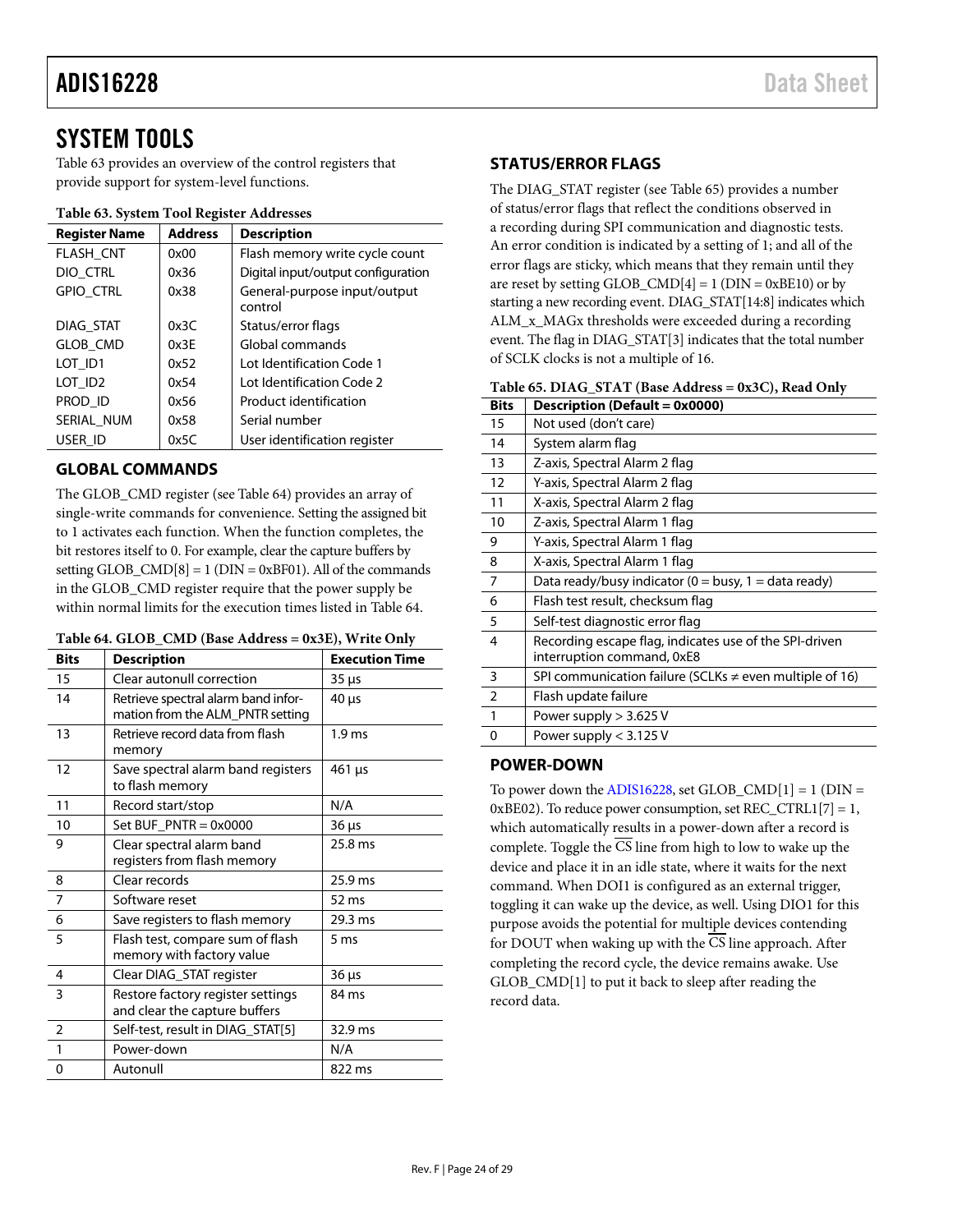# SYSTEM TOOLS

Table 63 provides an overview of the control registers that provide support for system-level functions.

**Table 63. System Tool Register Addresses**

| Register Name | Address | Description |
|---|---|---|
| FLASH_CNT | 0x00 | Flash memory write cycle count |
| DIO_CTRL | 0x36 | Digital input/output configuration |
| GPIO_CTRL | 0x38 | General-purpose input/output control |
| DIAG_STAT | 0x3C | Status/error flags |
| GLOB_CMD | 0x3E | Global commands |
| LOT_ID1 | 0x52 | Lot Identification Code 1 |
| LOT_ID2 | 0x54 | Lot Identification Code 2 |
| PROD_ID | 0x56 | Product identification |
| SERIAL_NUM | 0x58 | Serial number |
| USER_ID | 0x5C | User identification register |

## GLOBAL COMMANDS

The GLOB_CMD register (see Table 64) provides an array of single-write commands for convenience. Setting the assigned bit to 1 activates each function. When the function completes, the bit restores itself to 0. For example, clear the capture buffers by setting GLOB_CMD[8] = 1 (DIN = 0xBF01). All of the commands in the GLOB_CMD register require that the power supply be within normal limits for the execution times listed in Table 64.

**Table 64. GLOB_CMD (Base Address = 0x3E), Write Only**

| Bits | Description | Execution Time |
|---|---|---|
| 15 | Clear autonull correction | 35 µs |
| 14 | Retrieve spectral alarm band information from the ALM_PNTR setting | 40 µs |
| 13 | Retrieve record data from flash memory | 1.9 ms |
| 12 | Save spectral alarm band registers to flash memory | 461 µs |
| 11 | Record start/stop | N/A |
| 10 | Set BUF_PNTR = 0x0000 | 36 µs |
| 9 | Clear spectral alarm band registers from flash memory | 25.8 ms |
| 8 | Clear records | 25.9 ms |
| 7 | Software reset | 52 ms |
| 6 | Save registers to flash memory | 29.3 ms |
| 5 | Flash test, compare sum of flash memory with factory value | 5 ms |
| 4 | Clear DIAG_STAT register | 36 µs |
| 3 | Restore factory register settings and clear the capture buffers | 84 ms |
| 2 | Self-test, result in DIAG_STAT[5] | 32.9 ms |
| 1 | Power-down | N/A |
| 0 | Autonull | 822 ms |

## STATUS/ERROR FLAGS

The DIAG_STAT register (see Table 65) provides a number of status/error flags that reflect the conditions observed in a recording during SPI communication and diagnostic tests. An error condition is indicated by a setting of 1; and all of the error flags are sticky, which means that they remain until they are reset by setting GLOB_CMD[4] = 1 (DIN = 0xBE10) or by starting a new recording event. DIAG_STAT[14:8] indicates which ALM_x_MAGx thresholds were exceeded during a recording event. The flag in DIAG_STAT[3] indicates that the total number of SCLK clocks is not a multiple of 16.

**Table 65. DIAG_STAT (Base Address = 0x3C), Read Only**

| Bits | Description (Default = 0x0000) |
|---|---|
| 15 | Not used (don't care) |
| 14 | System alarm flag |
| 13 | Z-axis, Spectral Alarm 2 flag |
| 12 | Y-axis, Spectral Alarm 2 flag |
| 11 | X-axis, Spectral Alarm 2 flag |
| 10 | Z-axis, Spectral Alarm 1 flag |
| 9 | Y-axis, Spectral Alarm 1 flag |
| 8 | X-axis, Spectral Alarm 1 flag |
| 7 | Data ready/busy indicator (0 = busy, 1 = data ready) |
| 6 | Flash test result, checksum flag |
| 5 | Self-test diagnostic error flag |
| 4 | Recording escape flag, indicates use of the SPI-driven interruption command, 0xE8 |
| 3 | SPI communication failure (SCLKs ≠ even multiple of 16) |
| 2 | Flash update failure |
| 1 | Power supply > 3.625 V |
| 0 | Power supply < 3.125 V |

## POWER-DOWN

To power down the ADIS16228, set GLOB_CMD[1] = 1 (DIN = 0xBE02). To reduce power consumption, set REC_CTRL1[7] = 1, which automatically results in a power-down after a record is complete. Toggle the $\overline{CS}$ line from high to low to wake up the device and place it in an idle state, where it waits for the next command. When DOI1 is configured as an external trigger, toggling it can wake up the device, as well. Using DIO1 for this purpose avoids the potential for multiple devices contending for DOUT when waking up with the $\overline{CS}$ line approach. After completing the record cycle, the device remains awake. Use GLOB_CMD[1] to put it back to sleep after reading the record data.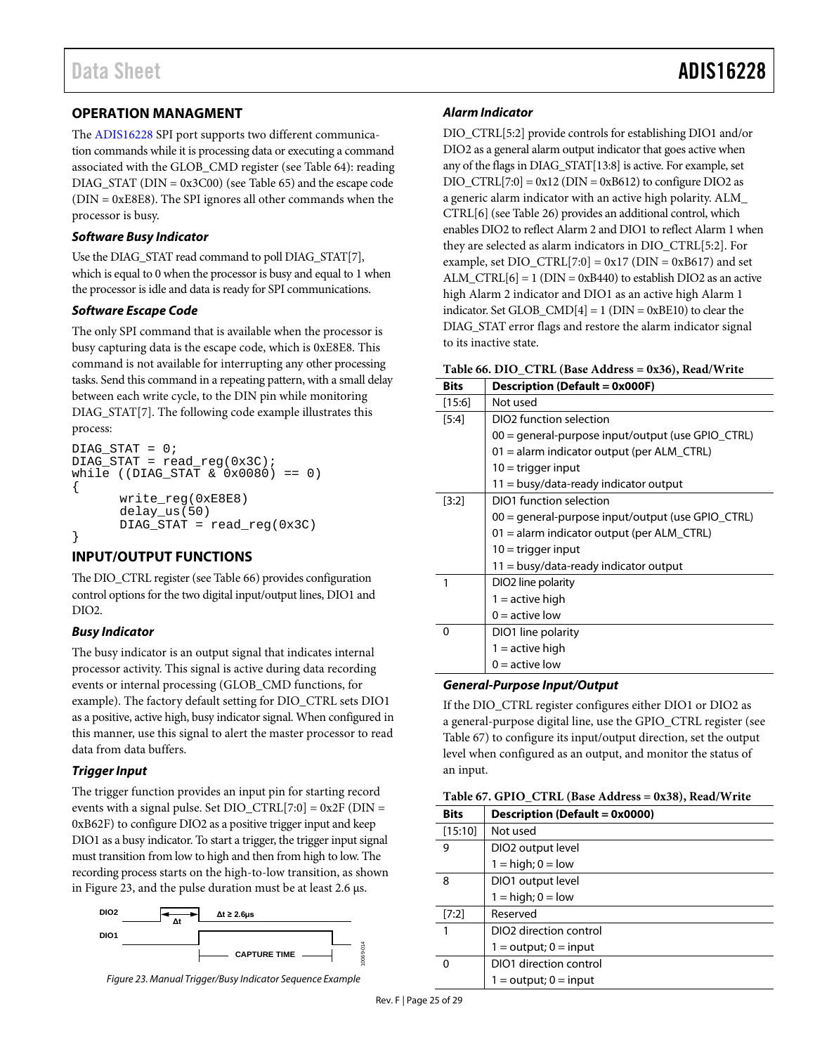## OPERATION MANAGMENT

The ADIS16228 SPI port supports two different communication commands while it is processing data or executing a command associated with the GLOB_CMD register (see Table 64): reading DIAG_STAT (DIN = 0x3C00) (see Table 65) and the escape code (DIN = 0xE8E8). The SPI ignores all other commands when the processor is busy.

### *Software Busy Indicator*

Use the DIAG_STAT read command to poll DIAG_STAT[7], which is equal to 0 when the processor is busy and equal to 1 when the processor is idle and data is ready for SPI communications.

### *Software Escape Code*

The only SPI command that is available when the processor is busy capturing data is the escape code, which is 0xE8E8. This command is not available for interrupting any other processing tasks. Send this command in a repeating pattern, with a small delay between each write cycle, to the DIN pin while monitoring DIAG_STAT[7]. The following code example illustrates this process:

```
DIAG_STAT = 0;
DIAG_STAT = read_reg(0x3C);
while ((DIAG_STAT & 0x0080) == 0)
{
      write_reg(0xE8E8)
      delay_us(50)
      DIAG_STAT = read_reg(0x3C)
}
```

## INPUT/OUTPUT FUNCTIONS

The DIO_CTRL register (see Table 66) provides configuration control options for the two digital input/output lines, DIO1 and DIO2.

### *Busy Indicator*

The busy indicator is an output signal that indicates internal processor activity. This signal is active during data recording events or internal processing (GLOB_CMD functions, for example). The factory default setting for DIO_CTRL sets DIO1 as a positive, active high, busy indicator signal. When configured in this manner, use this signal to alert the master processor to read data from data buffers.

### *Trigger Input*

The trigger function provides an input pin for starting record events with a signal pulse. Set DIO_CTRL[7:0] = 0x2F (DIN = 0xB62F) to configure DIO2 as a positive trigger input and keep DIO1 as a busy indicator. To start a trigger, the trigger input signal must transition from low to high and then from high to low. The recording process starts on the high-to-low transition, as shown in Figure 23, and the pulse duration must be at least 2.6 µs.

*Figure 23. Manual Trigger/Busy Indicator Sequence Example*

### *Alarm Indicator*

DIO_CTRL[5:2] provide controls for establishing DIO1 and/or DIO2 as a general alarm output indicator that goes active when any of the flags in DIAG_STAT[13:8] is active. For example, set DIO_CTRL[7:0] = 0x12 (DIN = 0xB612) to configure DIO2 as a generic alarm indicator with an active high polarity. ALM_CTRL[6] (see Table 26) provides an additional control, which enables DIO2 to reflect Alarm 2 and DIO1 to reflect Alarm 1 when they are selected as alarm indicators in DIO_CTRL[5:2]. For example, set DIO_CTRL[7:0] = 0x17 (DIN = 0xB617) and set ALM_CTRL[6] = 1 (DIN = 0xB440) to establish DIO2 as an active high Alarm 2 indicator and DIO1 as an active high Alarm 1 indicator. Set GLOB_CMD[4] = 1 (DIN = 0xBE10) to clear the DIAG_STAT error flags and restore the alarm indicator signal to its inactive state.

**Table 66. DIO_CTRL (Base Address = 0x36), Read/Write**

| Bits | Description (Default = 0x000F) |
|---|---|
| [15:6] | Not used |
| [5:4] | DIO2 function selection<br>00 = general-purpose input/output (use GPIO_CTRL)<br>01 = alarm indicator output (per ALM_CTRL)<br>10 = trigger input<br>11 = busy/data-ready indicator output |
| [3:2] | DIO1 function selection<br>00 = general-purpose input/output (use GPIO_CTRL)<br>01 = alarm indicator output (per ALM_CTRL)<br>10 = trigger input<br>11 = busy/data-ready indicator output |
| 1 | DIO2 line polarity<br>1 = active high<br>0 = active low |
| 0 | DIO1 line polarity<br>1 = active high<br>0 = active low |

### *General-Purpose Input/Output*

If the DIO_CTRL register configures either DIO1 or DIO2 as a general-purpose digital line, use the GPIO_CTRL register (see Table 67) to configure its input/output direction, set the output level when configured as an output, and monitor the status of an input.

**Table 67. GPIO_CTRL (Base Address = 0x38), Read/Write**

| Bits | Description (Default = 0x0000) |
|---|---|
| [15:10] | Not used |
| 9 | DIO2 output level<br>1 = high; 0 = low |
| 8 | DIO1 output level<br>1 = high; 0 = low |
| [7:2] | Reserved |
| 1 | DIO2 direction control<br>1 = output; 0 = input |
| 0 | DIO1 direction control<br>1 = output; 0 = input |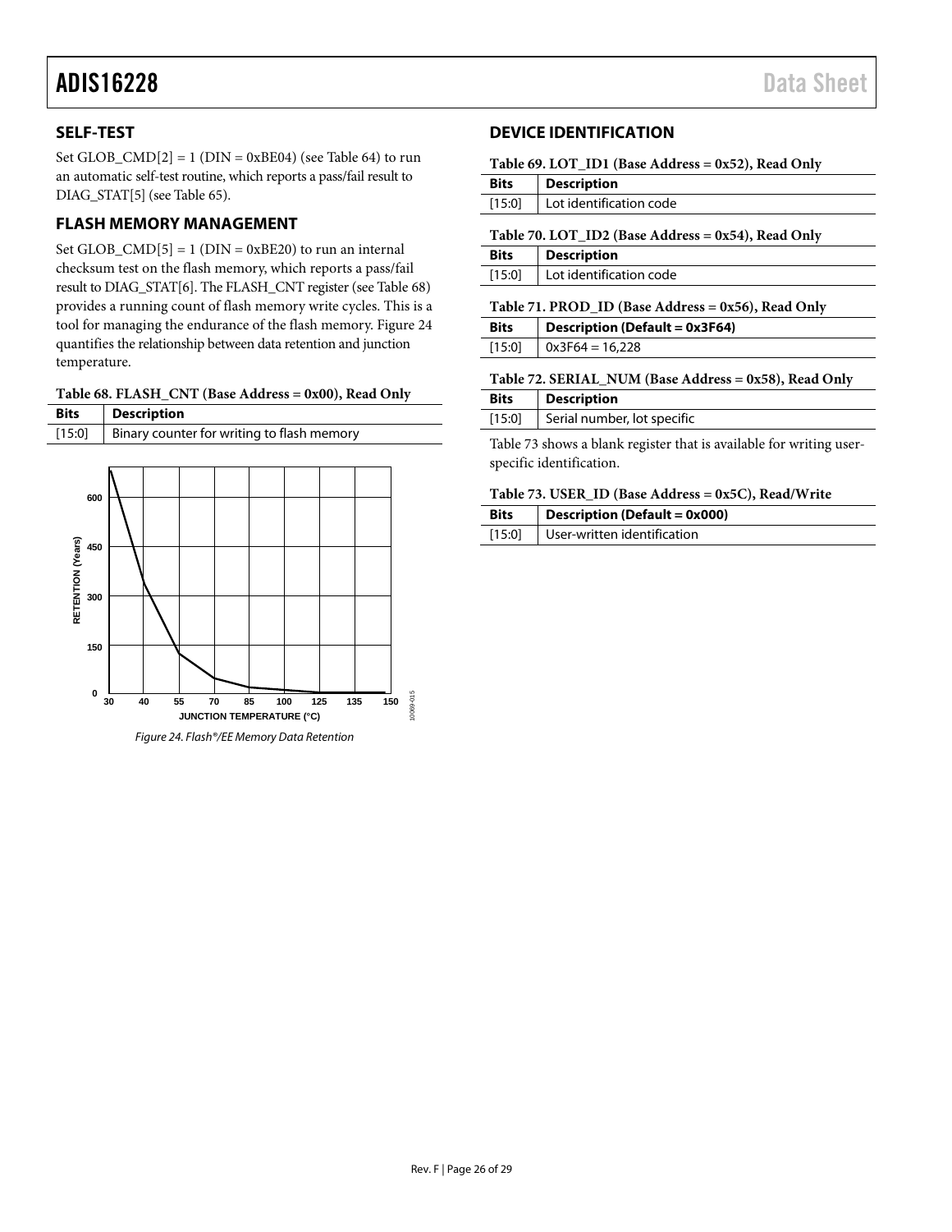## SELF-TEST

Set GLOB_CMD[2] = 1 (DIN = 0xBE04) (see Table 64) to run an automatic self-test routine, which reports a pass/fail result to DIAG_STAT[5] (see Table 65).

## FLASH MEMORY MANAGEMENT

Set GLOB_CMD[5] = 1 (DIN = 0xBE20) to run an internal checksum test on the flash memory, which reports a pass/fail result to DIAG_STAT[6]. The FLASH_CNT register (see Table 68) provides a running count of flash memory write cycles. This is a tool for managing the endurance of the flash memory. Figure 24 quantifies the relationship between data retention and junction temperature.

**Table 68. FLASH_CNT (Base Address = 0x00), Read Only**

| Bits | Description |
|---|---|
| [15:0] | Binary counter for writing to flash memory |

*Figure 24. Flash®/EE Memory Data Retention*

## DEVICE IDENTIFICATION

**Table 69. LOT_ID1 (Base Address = 0x52), Read Only**

| Bits | Description |
|---|---|
| [15:0] | Lot identification code |

**Table 70. LOT_ID2 (Base Address = 0x54), Read Only**

| Bits | Description |
|---|---|
| [15:0] | Lot identification code |

**Table 71. PROD_ID (Base Address = 0x56), Read Only**

| Bits | Description (Default = 0x3F64) |
|---|---|
| [15:0] | 0x3F64 = 16,228 |

**Table 72. SERIAL_NUM (Base Address = 0x58), Read Only**

| Bits | Description |
|---|---|
| [15:0] | Serial number, lot specific |

Table 73 shows a blank register that is available for writing user-specific identification.

**Table 73. USER_ID (Base Address = 0x5C), Read/Write**

| Bits | Description (Default = 0x000) |
|---|---|
| [15:0] | User-written identification |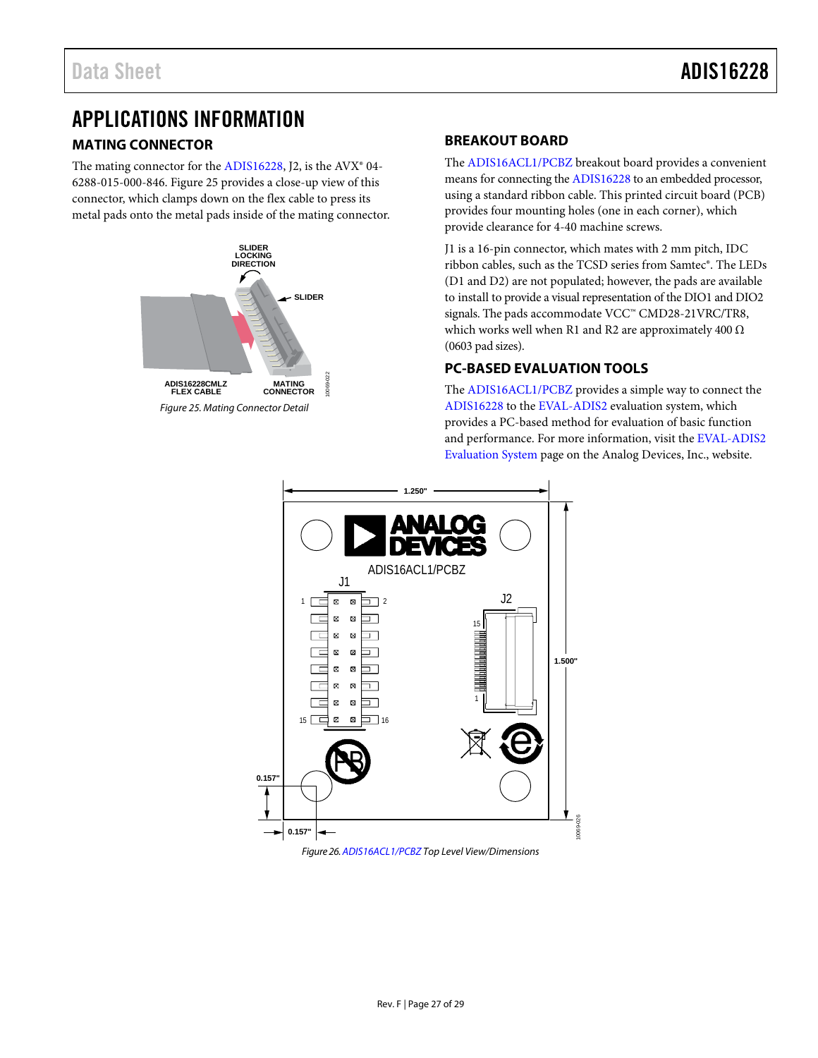# APPLICATIONS INFORMATION

## MATING CONNECTOR

The mating connector for the ADIS16228, J2, is the AVX® 04-6288-015-000-846. Figure 25 provides a close-up view of this connector, which clamps down on the flex cable to press its metal pads onto the metal pads inside of the mating connector.

*Figure 25. Mating Connector Detail*

## BREAKOUT BOARD

The ADIS16ACL1/PCBZ breakout board provides a convenient means for connecting the ADIS16228 to an embedded processor, using a standard ribbon cable. This printed circuit board (PCB) provides four mounting holes (one in each corner), which provide clearance for 4-40 machine screws.

J1 is a 16-pin connector, which mates with 2 mm pitch, IDC ribbon cables, such as the TCSD series from Samtec®. The LEDs (D1 and D2) are not populated; however, the pads are available to install to provide a visual representation of the DIO1 and DIO2 signals. The pads accommodate VCC™ CMD28-21VRC/TR8, which works well when R1 and R2 are approximately 400 Ω (0603 pad sizes).

## PC-BASED EVALUATION TOOLS

The ADIS16ACL1/PCBZ provides a simple way to connect the ADIS16228 to the EVAL-ADIS2 evaluation system, which provides a PC-based method for evaluation of basic function and performance. For more information, visit the EVAL-ADIS2 Evaluation System page on the Analog Devices, Inc., website.

*Figure 26. ADIS16ACL1/PCBZ Top Level View/Dimensions*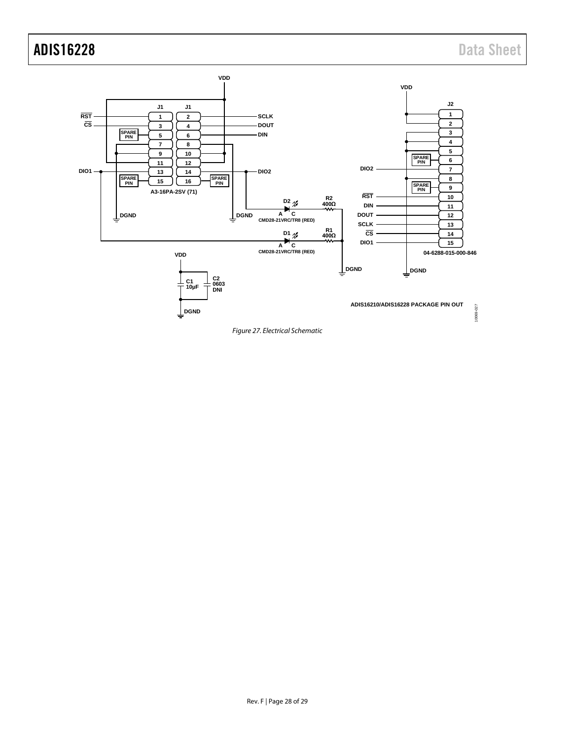Figure 27. Electrical Schematic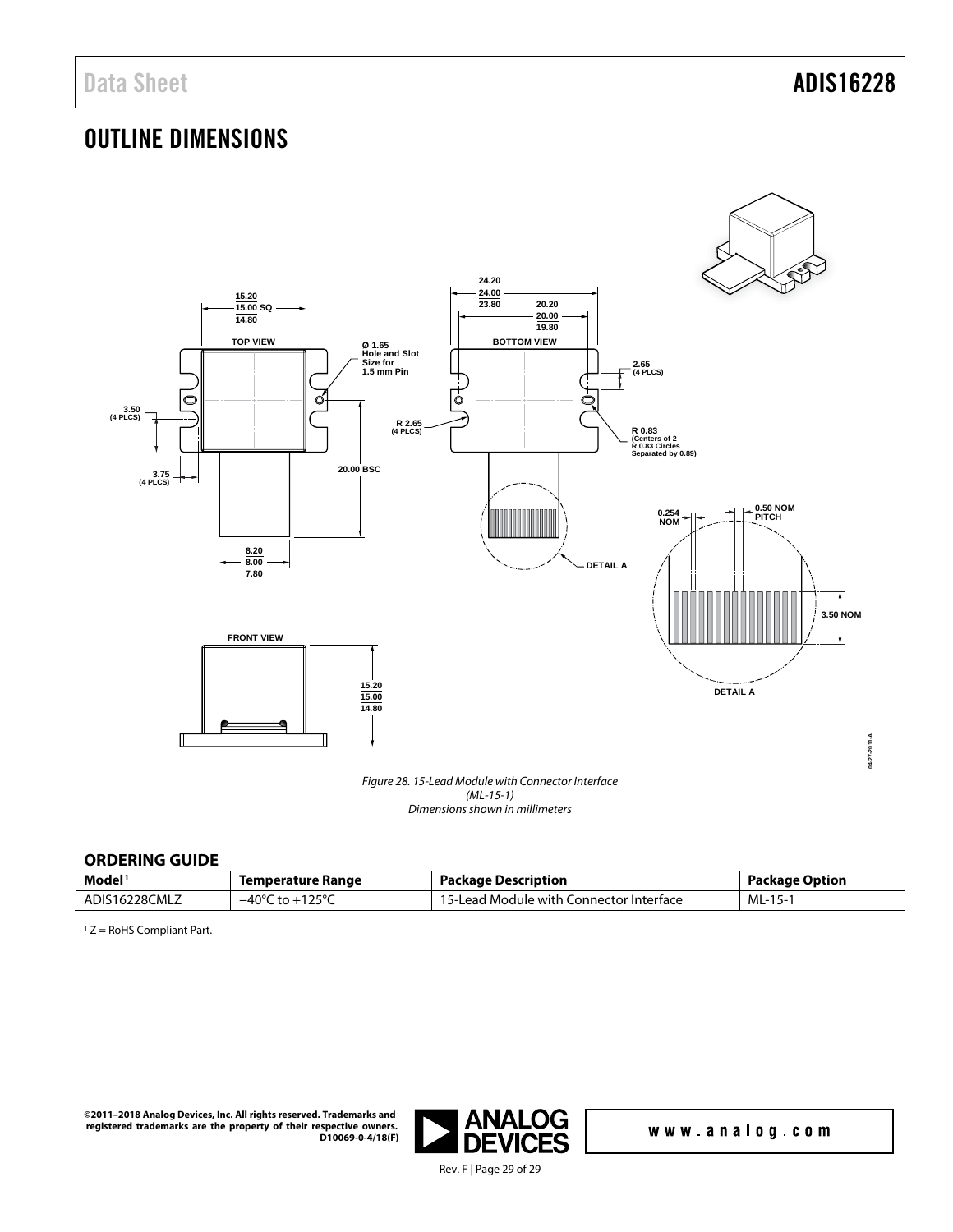## OUTLINE DIMENSIONS

15.20
15.00 SQ
14.80

TOP VIEW

Ø 1.65
Hole and Slot
Size for
1.5 mm Pin

3.50
(4 PLCS)

3.75
(4 PLCS)

20.00 BSC

8.20
8.00
7.80

24.20
24.00
23.80

20.20
20.00
19.80

BOTTOM VIEW

2.65
(4 PLCS)

R 2.65
(4 PLCS)

R 0.83
(Centers of 2
R 0.83 Circles
Separated by 0.89)

DETAIL A

0.254
NOM

0.50 NOM
PITCH

3.50 NOM

DETAIL A

FRONT VIEW

15.20
15.00
14.80

04-27-2011-A

*Figure 28. 15-Lead Module with Connector Interface*
*(ML-15-1)*
*Dimensions shown in millimeters*

### ORDERING GUIDE

| Model[1] | Temperature Range | Package Description | Package Option |
|---|---|---|---|
| ADIS16228CMLZ | −40°C to +125°C | 15-Lead Module with Connector Interface | ML-15-1 |

[1] Z = RoHS Compliant Part.

©2011–2018 Analog Devices, Inc. All rights reserved. Trademarks and registered trademarks are the property of their respective owners.
D10069-0-4/18(F)